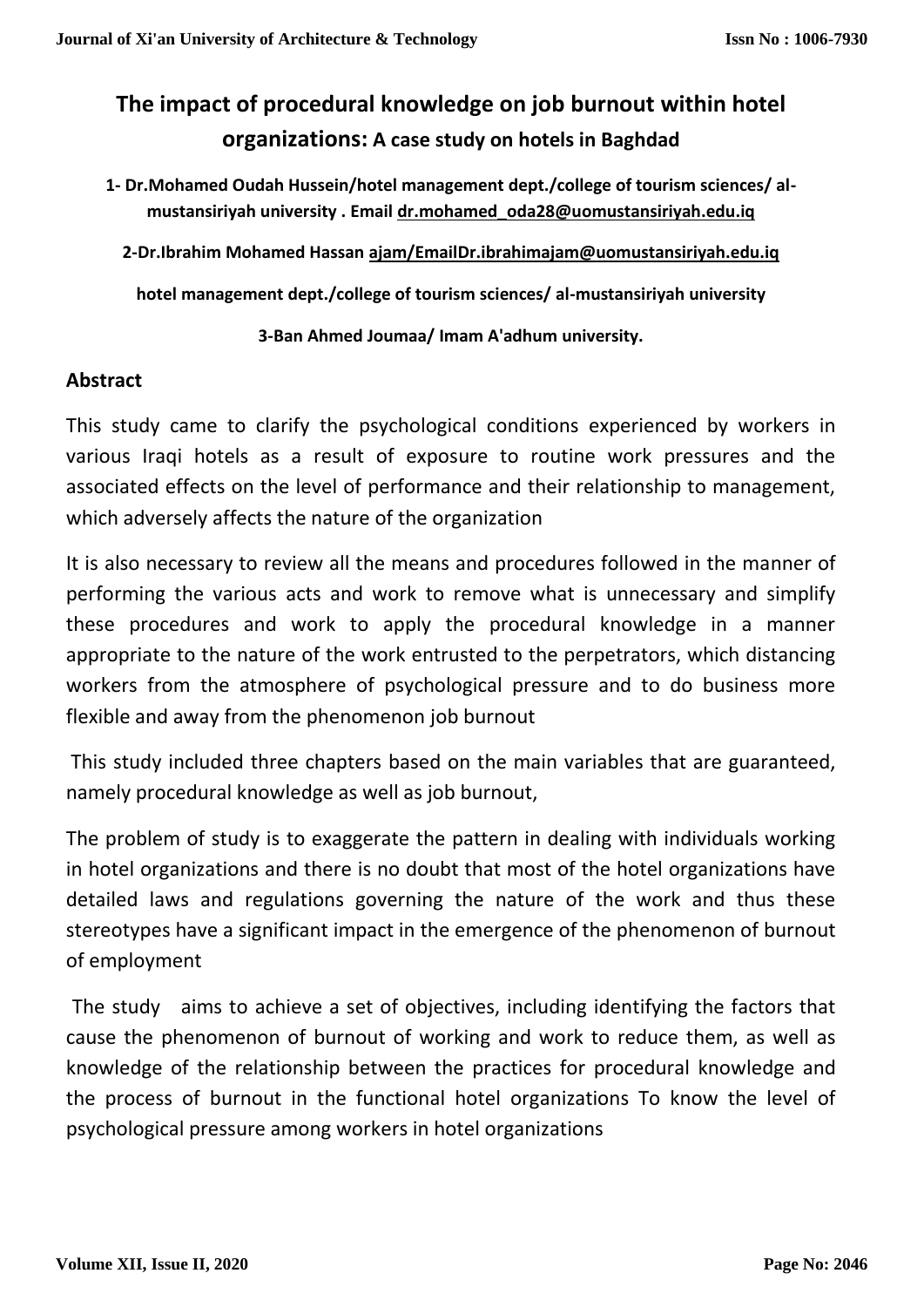# The impact of procedural knowledge on job burnout within hotel organizations: A case study on hotels in Baghdad

**1- Dr.Mohamed Oudah Hussein/hotel management dept./college of tourism sciences/ al-mustansiriyah university . Email dr.mohamed_oda28@uomustansiriyah.edu.iq**

**2-Dr.Ibrahim Mohamed Hassan ajam/EmailDr.ibrahimajam@uomustansiriyah.edu.iq**

**hotel management dept./college of tourism sciences/ al-mustansiriyah university**

**3-Ban Ahmed Joumaa/ Imam A'adhum university.**

## Abstract

This study came to clarify the psychological conditions experienced by workers in various Iraqi hotels as a result of exposure to routine work pressures and the associated effects on the level of performance and their relationship to management, which adversely affects the nature of the organization

It is also necessary to review all the means and procedures followed in the manner of performing the various acts and work to remove what is unnecessary and simplify these procedures and work to apply the procedural knowledge in a manner appropriate to the nature of the work entrusted to the perpetrators, which distancing workers from the atmosphere of psychological pressure and to do business more flexible and away from the phenomenon job burnout

This study included three chapters based on the main variables that are guaranteed, namely procedural knowledge as well as job burnout,

The problem of study is to exaggerate the pattern in dealing with individuals working in hotel organizations and there is no doubt that most of the hotel organizations have detailed laws and regulations governing the nature of the work and thus these stereotypes have a significant impact in the emergence of the phenomenon of burnout of employment

The study aims to achieve a set of objectives, including identifying the factors that cause the phenomenon of burnout of working and work to reduce them, as well as knowledge of the relationship between the practices for procedural knowledge and the process of burnout in the functional hotel organizations To know the level of psychological pressure among workers in hotel organizations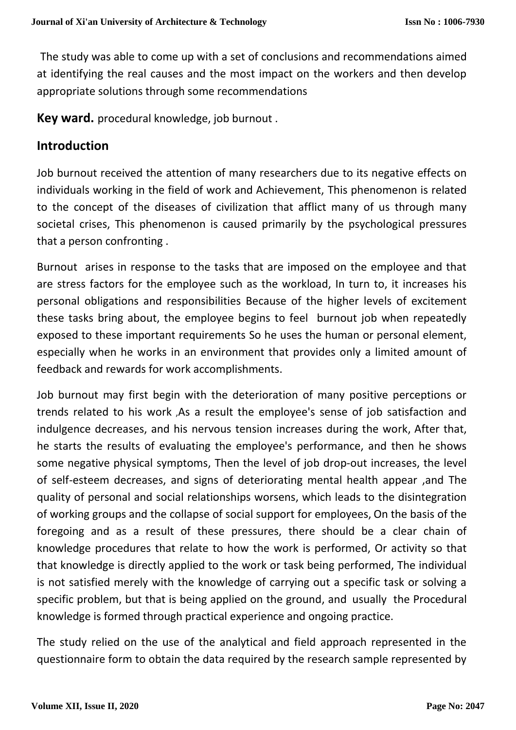The study was able to come up with a set of conclusions and recommendations aimed at identifying the real causes and the most impact on the workers and then develop appropriate solutions through some recommendations

**Key ward.** procedural knowledge, job burnout .

## Introduction

Job burnout received the attention of many researchers due to its negative effects on individuals working in the field of work and Achievement, This phenomenon is related to the concept of the diseases of civilization that afflict many of us through many societal crises, This phenomenon is caused primarily by the psychological pressures that a person confronting .

Burnout arises in response to the tasks that are imposed on the employee and that are stress factors for the employee such as the workload, In turn to, it increases his personal obligations and responsibilities Because of the higher levels of excitement these tasks bring about, the employee begins to feel burnout job when repeatedly exposed to these important requirements So he uses the human or personal element, especially when he works in an environment that provides only a limited amount of feedback and rewards for work accomplishments.

Job burnout may first begin with the deterioration of many positive perceptions or trends related to his work ,As a result the employee's sense of job satisfaction and indulgence decreases, and his nervous tension increases during the work, After that, he starts the results of evaluating the employee's performance, and then he shows some negative physical symptoms, Then the level of job drop-out increases, the level of self-esteem decreases, and signs of deteriorating mental health appear ,and The quality of personal and social relationships worsens, which leads to the disintegration of working groups and the collapse of social support for employees, On the basis of the foregoing and as a result of these pressures, there should be a clear chain of knowledge procedures that relate to how the work is performed, Or activity so that that knowledge is directly applied to the work or task being performed, The individual is not satisfied merely with the knowledge of carrying out a specific task or solving a specific problem, but that is being applied on the ground, and usually the Procedural knowledge is formed through practical experience and ongoing practice.

The study relied on the use of the analytical and field approach represented in the questionnaire form to obtain the data required by the research sample represented by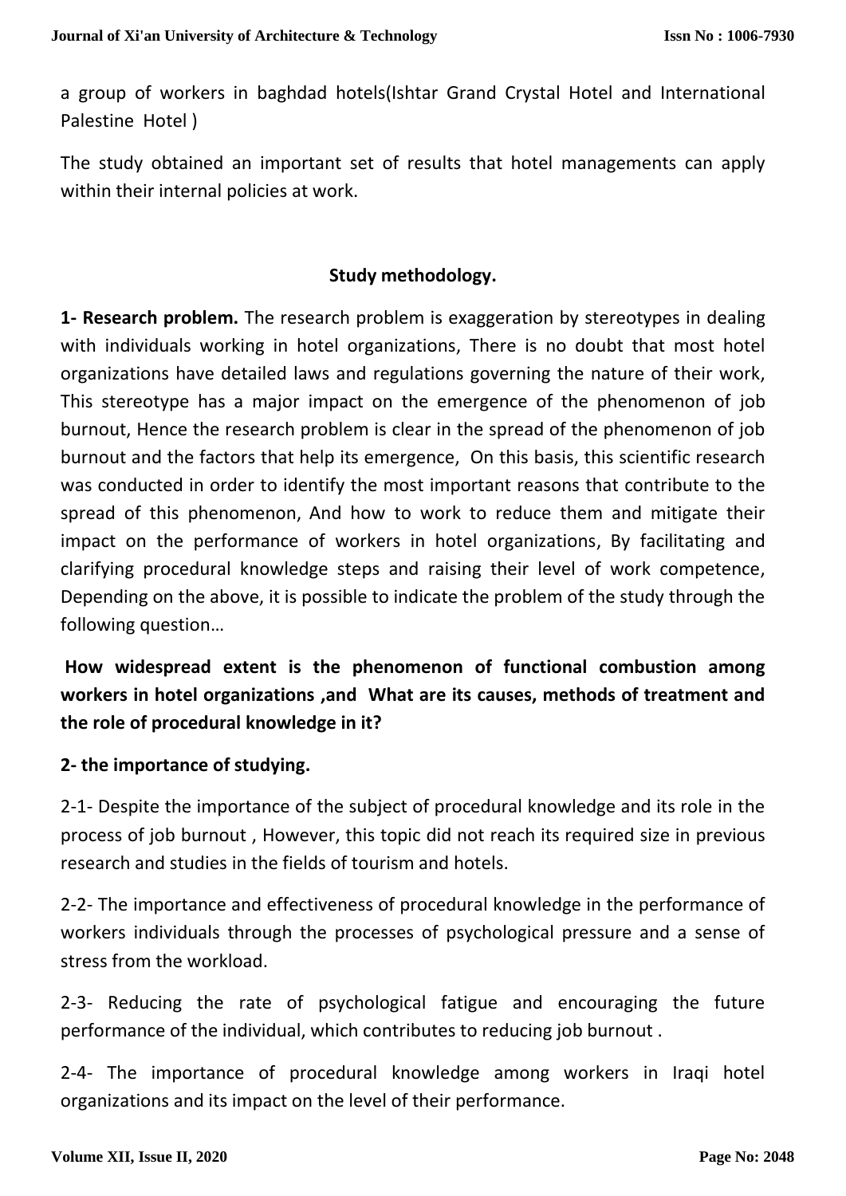a group of workers in baghdad hotels(Ishtar Grand Crystal Hotel and International Palestine Hotel )

The study obtained an important set of results that hotel managements can apply within their internal policies at work.

## Study methodology.

**1- Research problem.** The research problem is exaggeration by stereotypes in dealing with individuals working in hotel organizations, There is no doubt that most hotel organizations have detailed laws and regulations governing the nature of their work, This stereotype has a major impact on the emergence of the phenomenon of job burnout, Hence the research problem is clear in the spread of the phenomenon of job burnout and the factors that help its emergence, On this basis, this scientific research was conducted in order to identify the most important reasons that contribute to the spread of this phenomenon, And how to work to reduce them and mitigate their impact on the performance of workers in hotel organizations, By facilitating and clarifying procedural knowledge steps and raising their level of work competence, Depending on the above, it is possible to indicate the problem of the study through the following question…

**How widespread extent is the phenomenon of functional combustion among workers in hotel organizations ,and What are its causes, methods of treatment and the role of procedural knowledge in it?**

**2- the importance of studying.**

2-1- Despite the importance of the subject of procedural knowledge and its role in the process of job burnout , However, this topic did not reach its required size in previous research and studies in the fields of tourism and hotels.

2-2- The importance and effectiveness of procedural knowledge in the performance of workers individuals through the processes of psychological pressure and a sense of stress from the workload.

2-3- Reducing the rate of psychological fatigue and encouraging the future performance of the individual, which contributes to reducing job burnout .

2-4- The importance of procedural knowledge among workers in Iraqi hotel organizations and its impact on the level of their performance.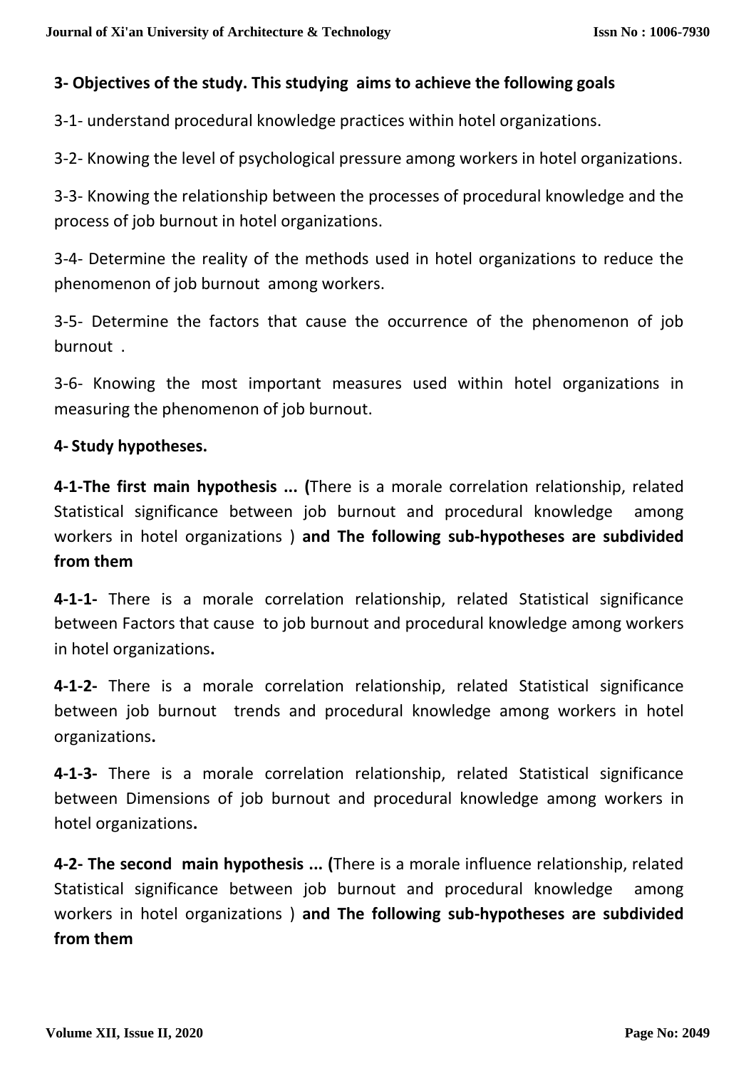**3- Objectives of the study. This studying aims to achieve the following goals**

3-1- understand procedural knowledge practices within hotel organizations.

3-2- Knowing the level of psychological pressure among workers in hotel organizations.

3-3- Knowing the relationship between the processes of procedural knowledge and the process of job burnout in hotel organizations.

3-4- Determine the reality of the methods used in hotel organizations to reduce the phenomenon of job burnout among workers.

3-5- Determine the factors that cause the occurrence of the phenomenon of job burnout .

3-6- Knowing the most important measures used within hotel organizations in measuring the phenomenon of job burnout.

**4- Study hypotheses.**

**4-1-The first main hypothesis ... (**There is a morale correlation relationship, related Statistical significance between job burnout and procedural knowledge among workers in hotel organizations ) **and The following sub-hypotheses are subdivided from them**

**4-1-1-** There is a morale correlation relationship, related Statistical significance between Factors that cause to job burnout and procedural knowledge among workers in hotel organizations**.**

**4-1-2-** There is a morale correlation relationship, related Statistical significance between job burnout trends and procedural knowledge among workers in hotel organizations**.**

**4-1-3-** There is a morale correlation relationship, related Statistical significance between Dimensions of job burnout and procedural knowledge among workers in hotel organizations**.**

**4-2- The second main hypothesis ... (**There is a morale influence relationship, related Statistical significance between job burnout and procedural knowledge among workers in hotel organizations ) **and The following sub-hypotheses are subdivided from them**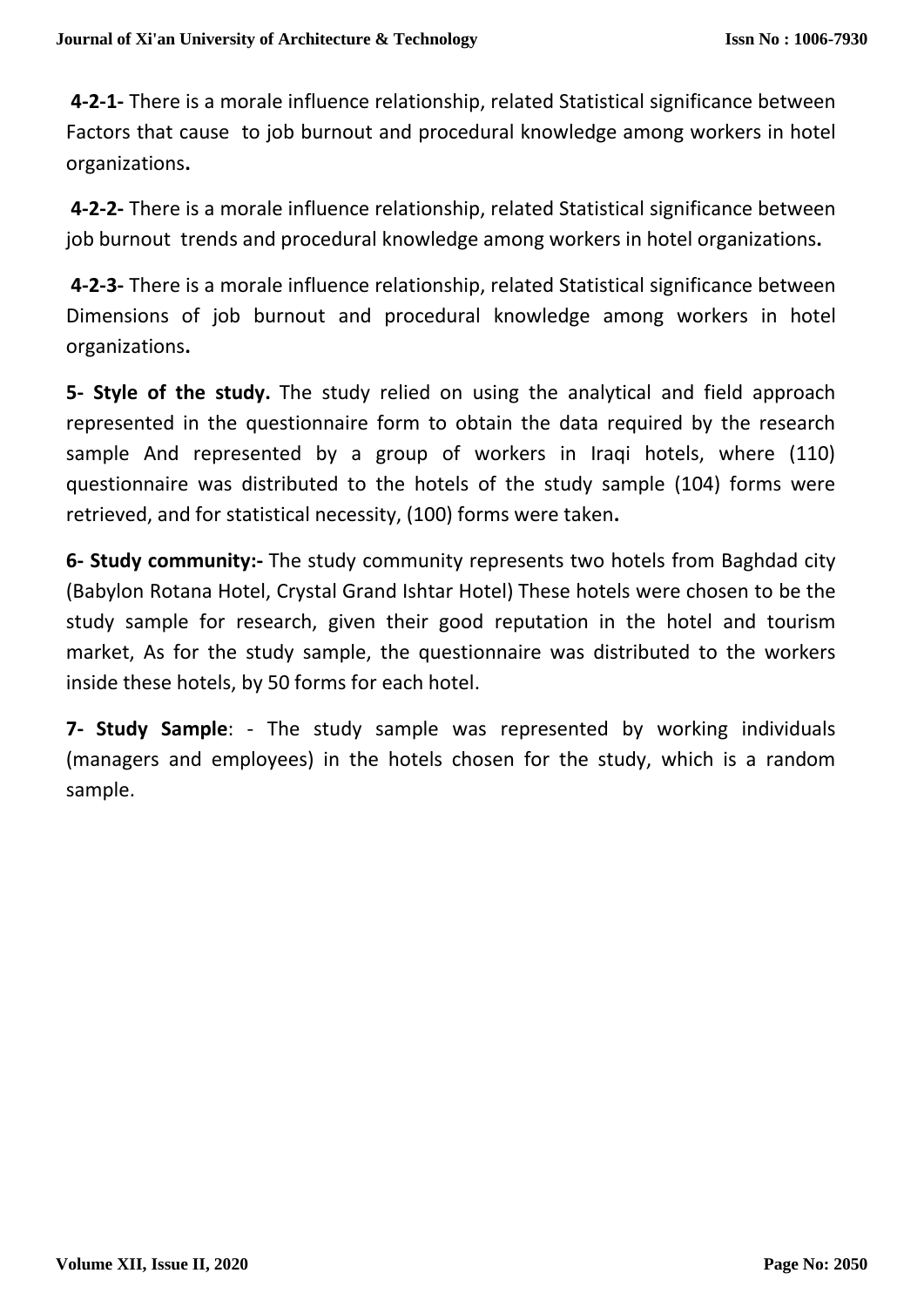**4-2-1-** There is a morale influence relationship, related Statistical significance between Factors that cause to job burnout and procedural knowledge among workers in hotel organizations**.**

**4-2-2-** There is a morale influence relationship, related Statistical significance between job burnout trends and procedural knowledge among workers in hotel organizations**.**

**4-2-3-** There is a morale influence relationship, related Statistical significance between Dimensions of job burnout and procedural knowledge among workers in hotel organizations**.**

**5- Style of the study.** The study relied on using the analytical and field approach represented in the questionnaire form to obtain the data required by the research sample And represented by a group of workers in Iraqi hotels, where (110) questionnaire was distributed to the hotels of the study sample (104) forms were retrieved, and for statistical necessity, (100) forms were taken**.**

**6- Study community:-** The study community represents two hotels from Baghdad city (Babylon Rotana Hotel, Crystal Grand Ishtar Hotel) These hotels were chosen to be the study sample for research, given their good reputation in the hotel and tourism market, As for the study sample, the questionnaire was distributed to the workers inside these hotels, by 50 forms for each hotel.

**7- Study Sample**: - The study sample was represented by working individuals (managers and employees) in the hotels chosen for the study, which is a random sample.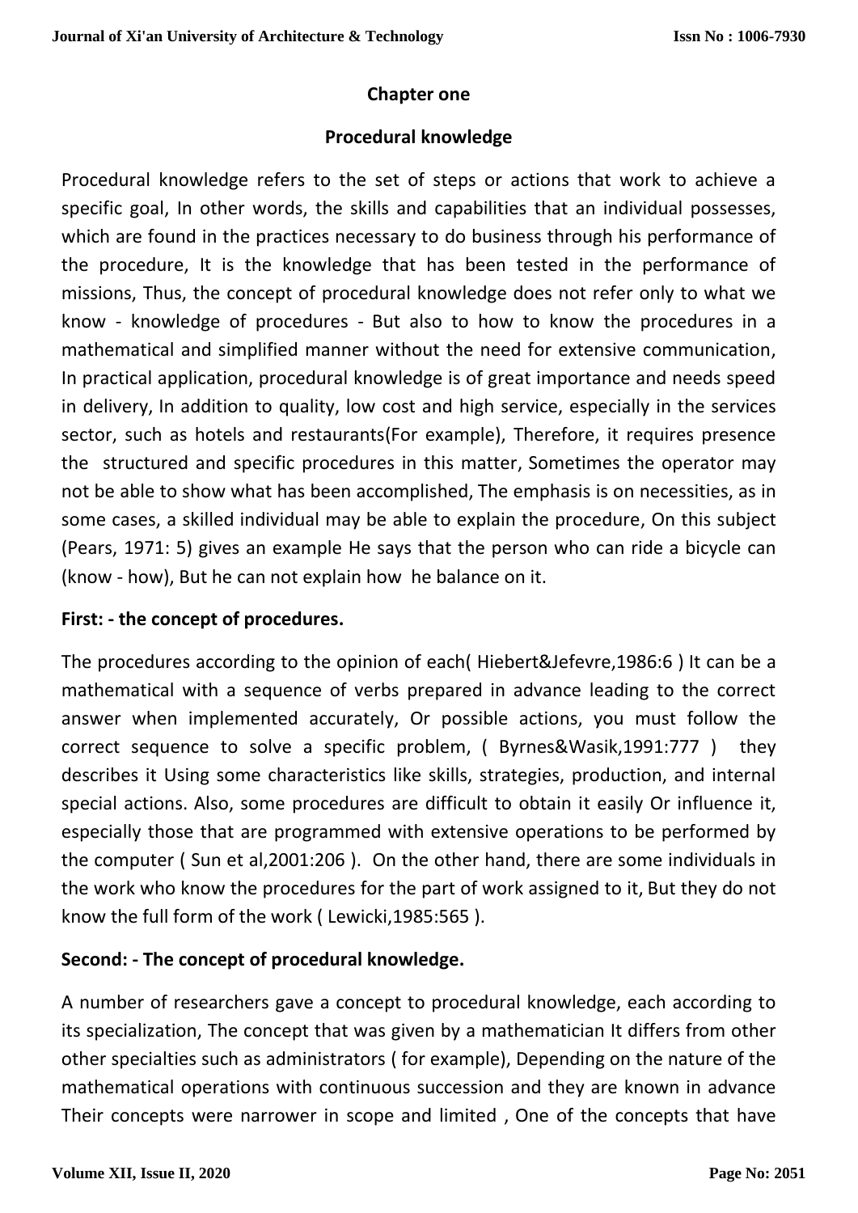## Chapter one

## Procedural knowledge

Procedural knowledge refers to the set of steps or actions that work to achieve a specific goal, In other words, the skills and capabilities that an individual possesses, which are found in the practices necessary to do business through his performance of the procedure, It is the knowledge that has been tested in the performance of missions, Thus, the concept of procedural knowledge does not refer only to what we know - knowledge of procedures - But also to how to know the procedures in a mathematical and simplified manner without the need for extensive communication, In practical application, procedural knowledge is of great importance and needs speed in delivery, In addition to quality, low cost and high service, especially in the services sector, such as hotels and restaurants(For example), Therefore, it requires presence the structured and specific procedures in this matter, Sometimes the operator may not be able to show what has been accomplished, The emphasis is on necessities, as in some cases, a skilled individual may be able to explain the procedure, On this subject (Pears, 1971: 5) gives an example He says that the person who can ride a bicycle can (know - how), But he can not explain how he balance on it.

### First: - the concept of procedures.

The procedures according to the opinion of each( Hiebert&Jefevre,1986:6 ) It can be a mathematical with a sequence of verbs prepared in advance leading to the correct answer when implemented accurately, Or possible actions, you must follow the correct sequence to solve a specific problem, ( Byrnes&Wasik,1991:777 ) they describes it Using some characteristics like skills, strategies, production, and internal special actions. Also, some procedures are difficult to obtain it easily Or influence it, especially those that are programmed with extensive operations to be performed by the computer ( Sun et al,2001:206 ). On the other hand, there are some individuals in the work who know the procedures for the part of work assigned to it, But they do not know the full form of the work ( Lewicki,1985:565 ).

### Second: - The concept of procedural knowledge.

A number of researchers gave a concept to procedural knowledge, each according to its specialization, The concept that was given by a mathematician It differs from other other specialties such as administrators ( for example), Depending on the nature of the mathematical operations with continuous succession and they are known in advance Their concepts were narrower in scope and limited , One of the concepts that have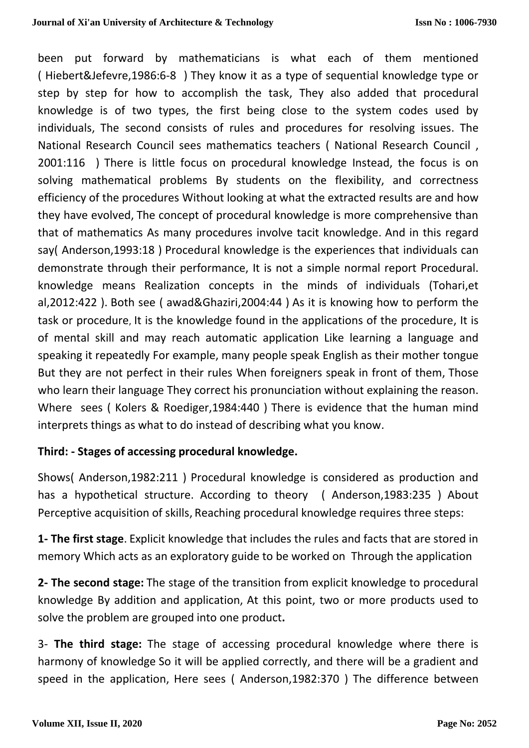been put forward by mathematicians is what each of them mentioned ( Hiebert&Jefevre,1986:6-8 ) They know it as a type of sequential knowledge type or step by step for how to accomplish the task, They also added that procedural knowledge is of two types, the first being close to the system codes used by individuals, The second consists of rules and procedures for resolving issues. The National Research Council sees mathematics teachers ( National Research Council , 2001:116 ) There is little focus on procedural knowledge Instead, the focus is on solving mathematical problems By students on the flexibility, and correctness efficiency of the procedures Without looking at what the extracted results are and how they have evolved, The concept of procedural knowledge is more comprehensive than that of mathematics As many procedures involve tacit knowledge. And in this regard say( Anderson,1993:18 ) Procedural knowledge is the experiences that individuals can demonstrate through their performance, It is not a simple normal report Procedural. knowledge means Realization concepts in the minds of individuals (Tohari,et al,2012:422 ). Both see ( awad&Ghaziri,2004:44 ) As it is knowing how to perform the task or procedure, It is the knowledge found in the applications of the procedure, It is of mental skill and may reach automatic application Like learning a language and speaking it repeatedly For example, many people speak English as their mother tongue But they are not perfect in their rules When foreigners speak in front of them, Those who learn their language They correct his pronunciation without explaining the reason. Where sees ( Kolers & Roediger,1984:440 ) There is evidence that the human mind interprets things as what to do instead of describing what you know.

**Third: - Stages of accessing procedural knowledge.**

Shows( Anderson,1982:211 ) Procedural knowledge is considered as production and has a hypothetical structure. According to theory ( Anderson,1983:235 ) About Perceptive acquisition of skills, Reaching procedural knowledge requires three steps:

**1- The first stage**. Explicit knowledge that includes the rules and facts that are stored in memory Which acts as an exploratory guide to be worked on Through the application

**2- The second stage:** The stage of the transition from explicit knowledge to procedural knowledge By addition and application, At this point, two or more products used to solve the problem are grouped into one product**.**

3- **The third stage:** The stage of accessing procedural knowledge where there is harmony of knowledge So it will be applied correctly, and there will be a gradient and speed in the application, Here sees ( Anderson,1982:370 ) The difference between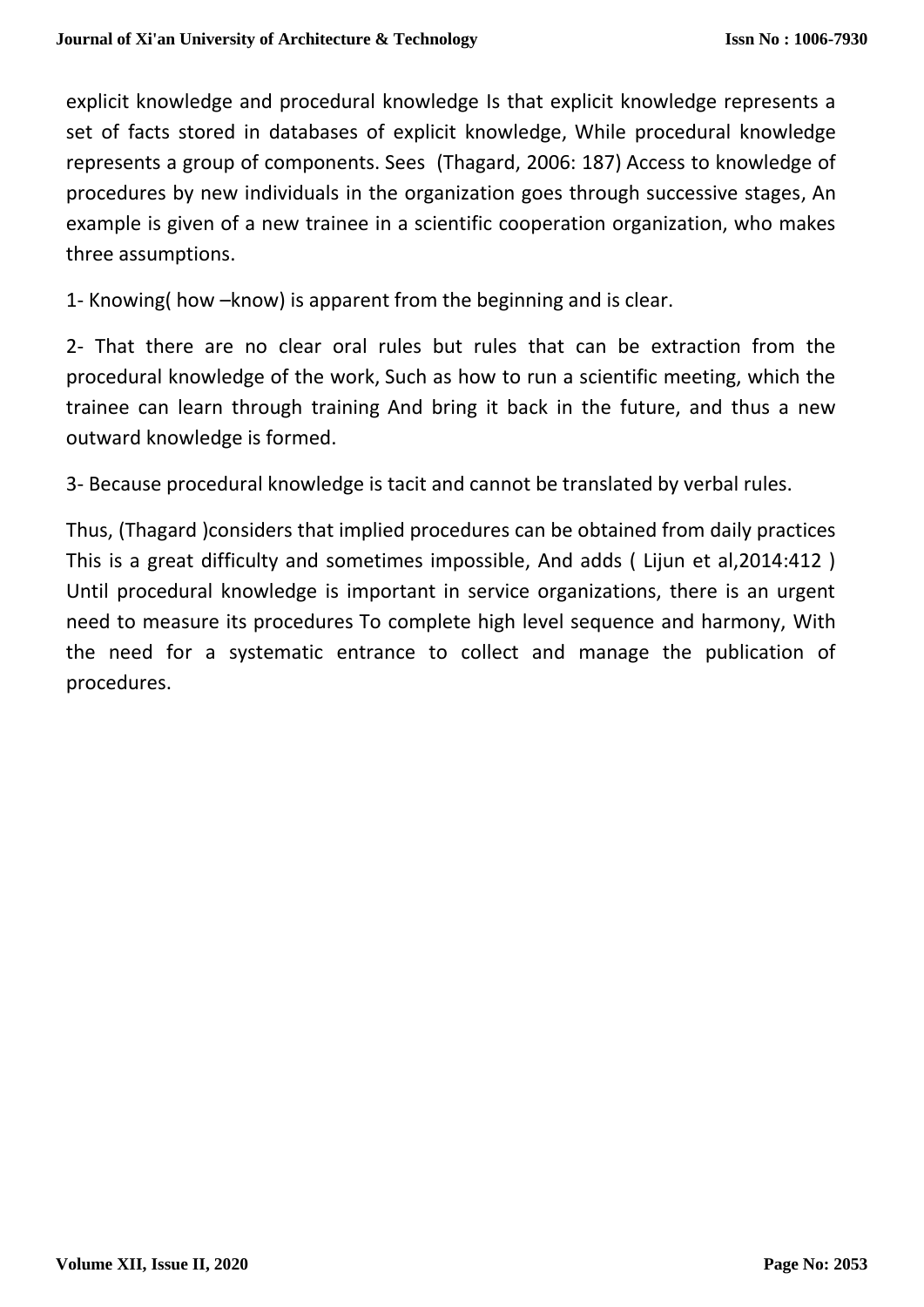explicit knowledge and procedural knowledge Is that explicit knowledge represents a set of facts stored in databases of explicit knowledge, While procedural knowledge represents a group of components. Sees (Thagard, 2006: 187) Access to knowledge of procedures by new individuals in the organization goes through successive stages, An example is given of a new trainee in a scientific cooperation organization, who makes three assumptions.

1- Knowing( how –know) is apparent from the beginning and is clear.

2- That there are no clear oral rules but rules that can be extraction from the procedural knowledge of the work, Such as how to run a scientific meeting, which the trainee can learn through training And bring it back in the future, and thus a new outward knowledge is formed.

3- Because procedural knowledge is tacit and cannot be translated by verbal rules.

Thus, (Thagard )considers that implied procedures can be obtained from daily practices This is a great difficulty and sometimes impossible, And adds ( Lijun et al,2014:412 ) Until procedural knowledge is important in service organizations, there is an urgent need to measure its procedures To complete high level sequence and harmony, With the need for a systematic entrance to collect and manage the publication of procedures.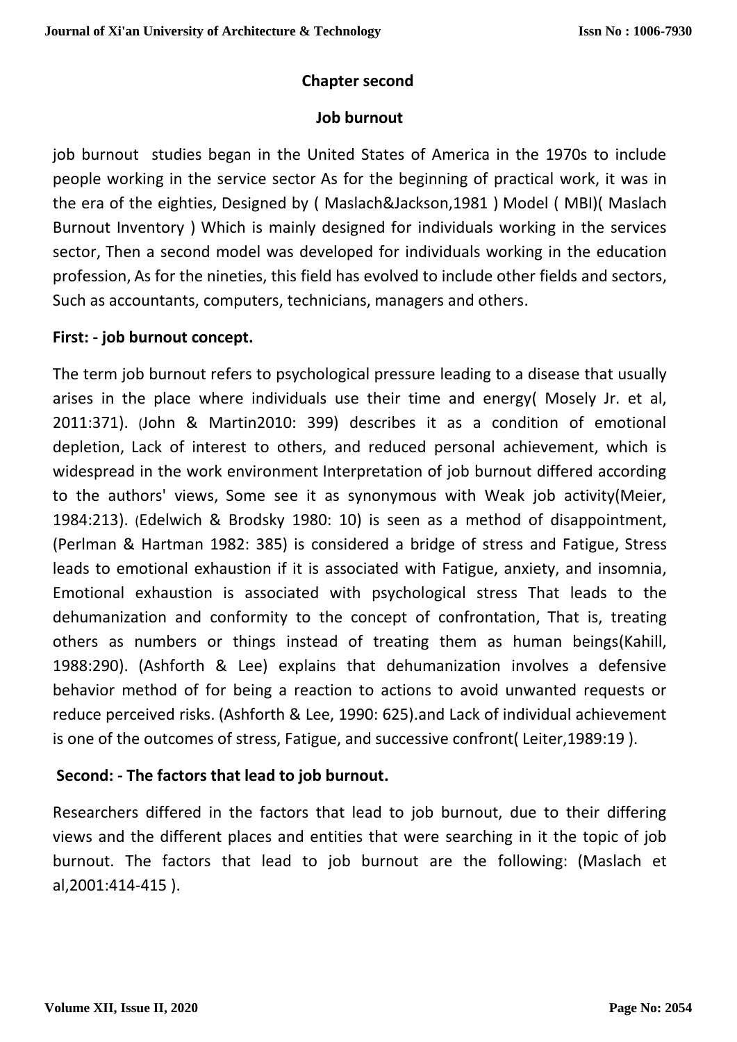## Chapter second

## Job burnout

job burnout studies began in the United States of America in the 1970s to include people working in the service sector As for the beginning of practical work, it was in the era of the eighties, Designed by ( Maslach&Jackson,1981 ) Model ( MBI)( Maslach Burnout Inventory ) Which is mainly designed for individuals working in the services sector, Then a second model was developed for individuals working in the education profession, As for the nineties, this field has evolved to include other fields and sectors, Such as accountants, computers, technicians, managers and others.

### First: - job burnout concept.

The term job burnout refers to psychological pressure leading to a disease that usually arises in the place where individuals use their time and energy( Mosely Jr. et al, 2011:371). (John & Martin2010: 399) describes it as a condition of emotional depletion, Lack of interest to others, and reduced personal achievement, which is widespread in the work environment Interpretation of job burnout differed according to the authors' views, Some see it as synonymous with Weak job activity(Meier, 1984:213). (Edelwich & Brodsky 1980: 10) is seen as a method of disappointment, (Perlman & Hartman 1982: 385) is considered a bridge of stress and Fatigue, Stress leads to emotional exhaustion if it is associated with Fatigue, anxiety, and insomnia, Emotional exhaustion is associated with psychological stress That leads to the dehumanization and conformity to the concept of confrontation, That is, treating others as numbers or things instead of treating them as human beings(Kahill, 1988:290). (Ashforth & Lee) explains that dehumanization involves a defensive behavior method of for being a reaction to actions to avoid unwanted requests or reduce perceived risks. (Ashforth & Lee, 1990: 625).and Lack of individual achievement is one of the outcomes of stress, Fatigue, and successive confront( Leiter,1989:19 ).

### Second: - The factors that lead to job burnout.

Researchers differed in the factors that lead to job burnout, due to their differing views and the different places and entities that were searching in it the topic of job burnout. The factors that lead to job burnout are the following: (Maslach et al,2001:414-415 ).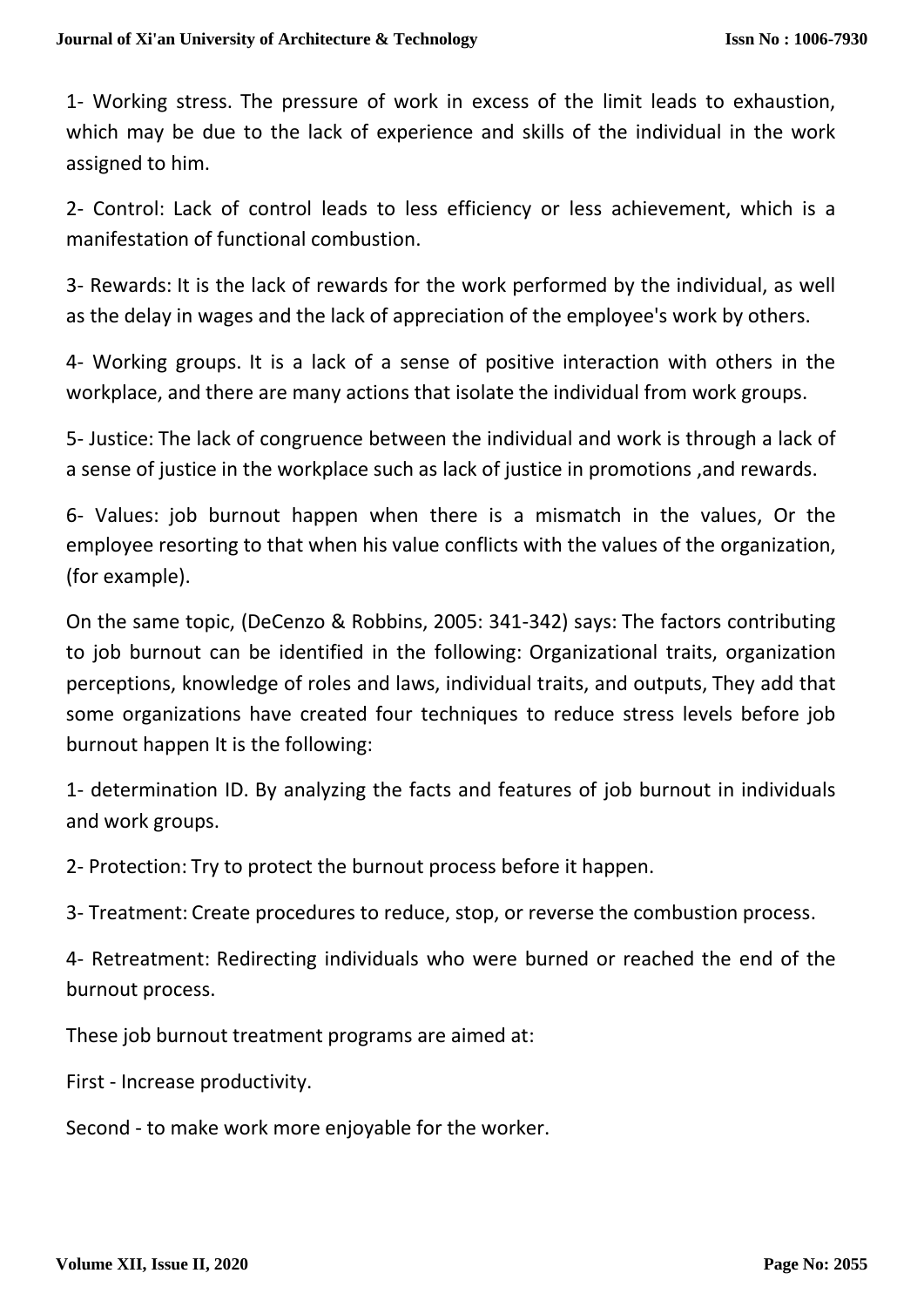1- Working stress. The pressure of work in excess of the limit leads to exhaustion, which may be due to the lack of experience and skills of the individual in the work assigned to him.

2- Control: Lack of control leads to less efficiency or less achievement, which is a manifestation of functional combustion.

3- Rewards: It is the lack of rewards for the work performed by the individual, as well as the delay in wages and the lack of appreciation of the employee's work by others.

4- Working groups. It is a lack of a sense of positive interaction with others in the workplace, and there are many actions that isolate the individual from work groups.

5- Justice: The lack of congruence between the individual and work is through a lack of a sense of justice in the workplace such as lack of justice in promotions ,and rewards.

6- Values: job burnout happen when there is a mismatch in the values, Or the employee resorting to that when his value conflicts with the values of the organization, (for example).

On the same topic, (DeCenzo & Robbins, 2005: 341-342) says: The factors contributing to job burnout can be identified in the following: Organizational traits, organization perceptions, knowledge of roles and laws, individual traits, and outputs, They add that some organizations have created four techniques to reduce stress levels before job burnout happen It is the following:

1- determination ID. By analyzing the facts and features of job burnout in individuals and work groups.

2- Protection: Try to protect the burnout process before it happen.

3- Treatment: Create procedures to reduce, stop, or reverse the combustion process.

4- Retreatment: Redirecting individuals who were burned or reached the end of the burnout process.

These job burnout treatment programs are aimed at:

First - Increase productivity.

Second - to make work more enjoyable for the worker.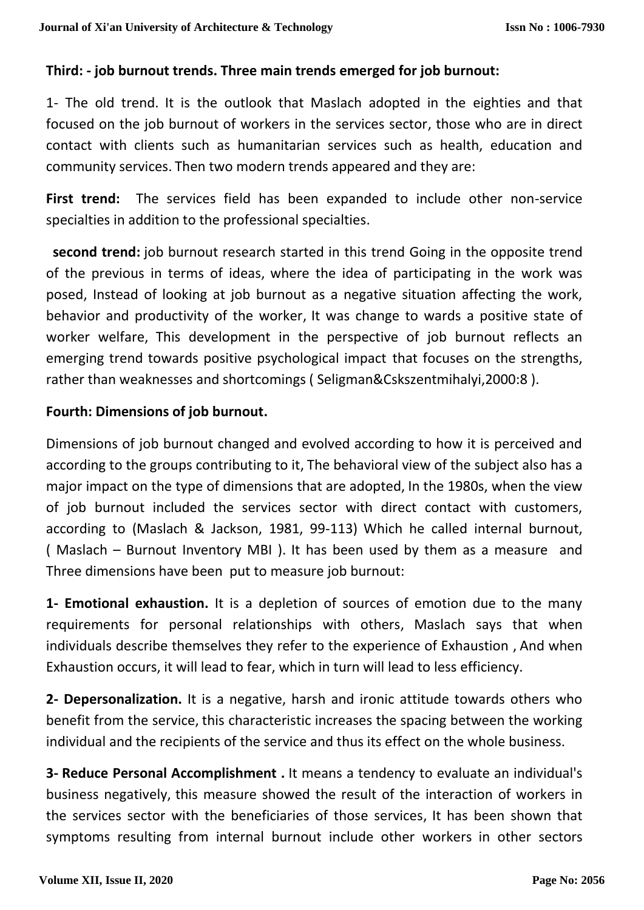**Third: - job burnout trends. Three main trends emerged for job burnout:**

1- The old trend. It is the outlook that Maslach adopted in the eighties and that focused on the job burnout of workers in the services sector, those who are in direct contact with clients such as humanitarian services such as health, education and community services. Then two modern trends appeared and they are:

**First trend:** The services field has been expanded to include other non-service specialties in addition to the professional specialties.

**second trend:** job burnout research started in this trend Going in the opposite trend of the previous in terms of ideas, where the idea of participating in the work was posed, Instead of looking at job burnout as a negative situation affecting the work, behavior and productivity of the worker, It was change to wards a positive state of worker welfare, This development in the perspective of job burnout reflects an emerging trend towards positive psychological impact that focuses on the strengths, rather than weaknesses and shortcomings ( Seligman&Cskszentmihalyi,2000:8 ).

**Fourth: Dimensions of job burnout.**

Dimensions of job burnout changed and evolved according to how it is perceived and according to the groups contributing to it, The behavioral view of the subject also has a major impact on the type of dimensions that are adopted, In the 1980s, when the view of job burnout included the services sector with direct contact with customers, according to (Maslach & Jackson, 1981, 99-113) Which he called internal burnout, ( Maslach – Burnout Inventory MBI ). It has been used by them as a measure and Three dimensions have been put to measure job burnout:

**1- Emotional exhaustion.** It is a depletion of sources of emotion due to the many requirements for personal relationships with others, Maslach says that when individuals describe themselves they refer to the experience of Exhaustion , And when Exhaustion occurs, it will lead to fear, which in turn will lead to less efficiency.

**2- Depersonalization.** It is a negative, harsh and ironic attitude towards others who benefit from the service, this characteristic increases the spacing between the working individual and the recipients of the service and thus its effect on the whole business.

**3- Reduce Personal Accomplishment .** It means a tendency to evaluate an individual's business negatively, this measure showed the result of the interaction of workers in the services sector with the beneficiaries of those services, It has been shown that symptoms resulting from internal burnout include other workers in other sectors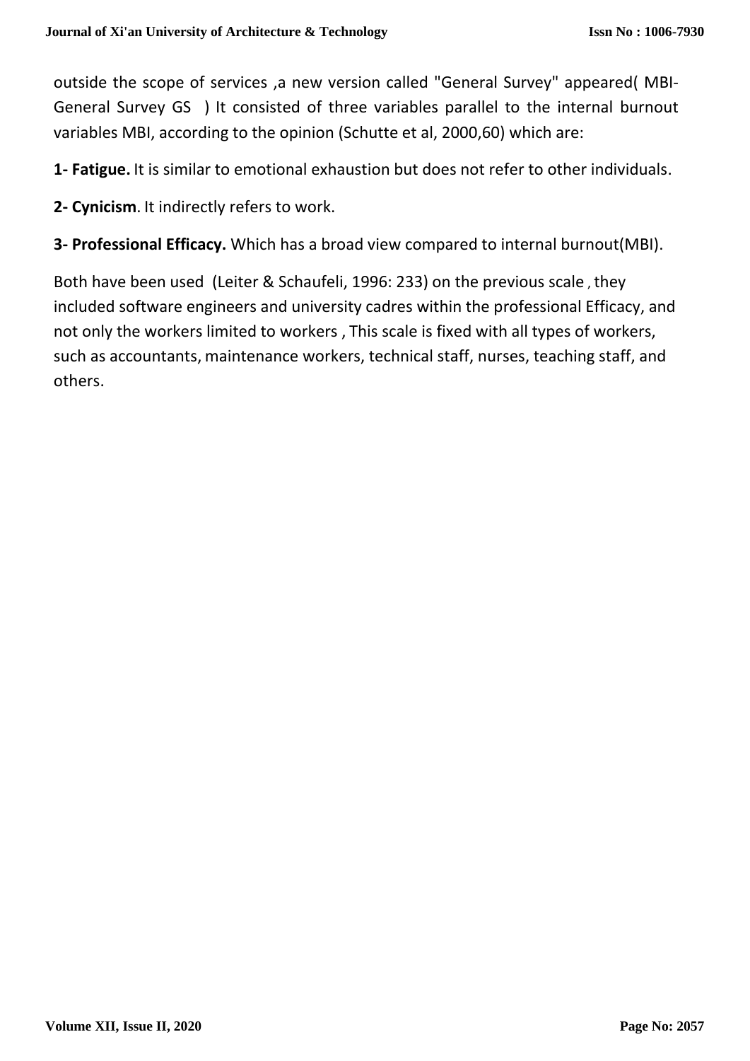outside the scope of services ,a new version called "General Survey" appeared( MBI-General Survey GS ) It consisted of three variables parallel to the internal burnout variables MBI, according to the opinion (Schutte et al, 2000,60) which are:

**1- Fatigue.** It is similar to emotional exhaustion but does not refer to other individuals.

**2- Cynicism**. It indirectly refers to work.

**3- Professional Efficacy.** Which has a broad view compared to internal burnout(MBI).

Both have been used (Leiter & Schaufeli, 1996: 233) on the previous scale , they included software engineers and university cadres within the professional Efficacy, and not only the workers limited to workers , This scale is fixed with all types of workers, such as accountants, maintenance workers, technical staff, nurses, teaching staff, and others.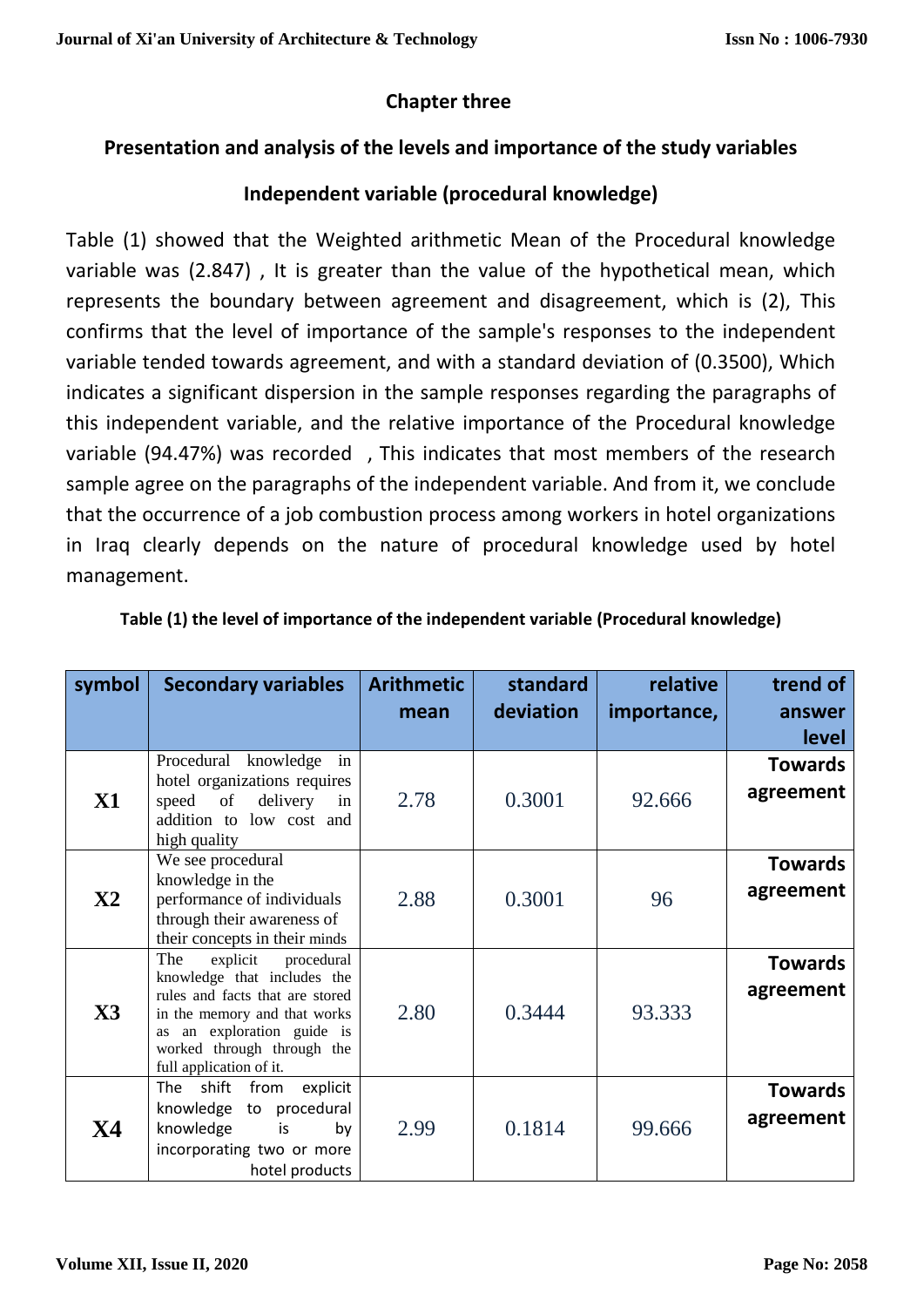## Chapter three

### Presentation and analysis of the levels and importance of the study variables

### Independent variable (procedural knowledge)

Table (1) showed that the Weighted arithmetic Mean of the Procedural knowledge variable was (2.847) , It is greater than the value of the hypothetical mean, which represents the boundary between agreement and disagreement, which is (2), This confirms that the level of importance of the sample's responses to the independent variable tended towards agreement, and with a standard deviation of (0.3500), Which indicates a significant dispersion in the sample responses regarding the paragraphs of this independent variable, and the relative importance of the Procedural knowledge variable (94.47%) was recorded , This indicates that most members of the research sample agree on the paragraphs of the independent variable. And from it, we conclude that the occurrence of a job combustion process among workers in hotel organizations in Iraq clearly depends on the nature of procedural knowledge used by hotel management.

**Table (1) the level of importance of the independent variable (Procedural knowledge)**

| symbol | Secondary variables | Arithmetic mean | standard deviation | relative importance, | trend of answer level |
|---|---|---|---|---|---|
| **X1** | Procedural knowledge in hotel organizations requires speed of delivery in addition to low cost and high quality | 2.78 | 0.3001 | 92.666 | **Towards agreement** |
| **X2** | We see procedural knowledge in the performance of individuals through their awareness of their concepts in their minds | 2.88 | 0.3001 | 96 | **Towards agreement** |
| **X3** | The explicit procedural knowledge that includes the rules and facts that are stored in the memory and that works as an exploration guide is worked through through the full application of it. | 2.80 | 0.3444 | 93.333 | **Towards agreement** |
| **X4** | The shift from explicit knowledge to procedural knowledge is by incorporating two or more hotel products | 2.99 | 0.1814 | 99.666 | **Towards agreement** |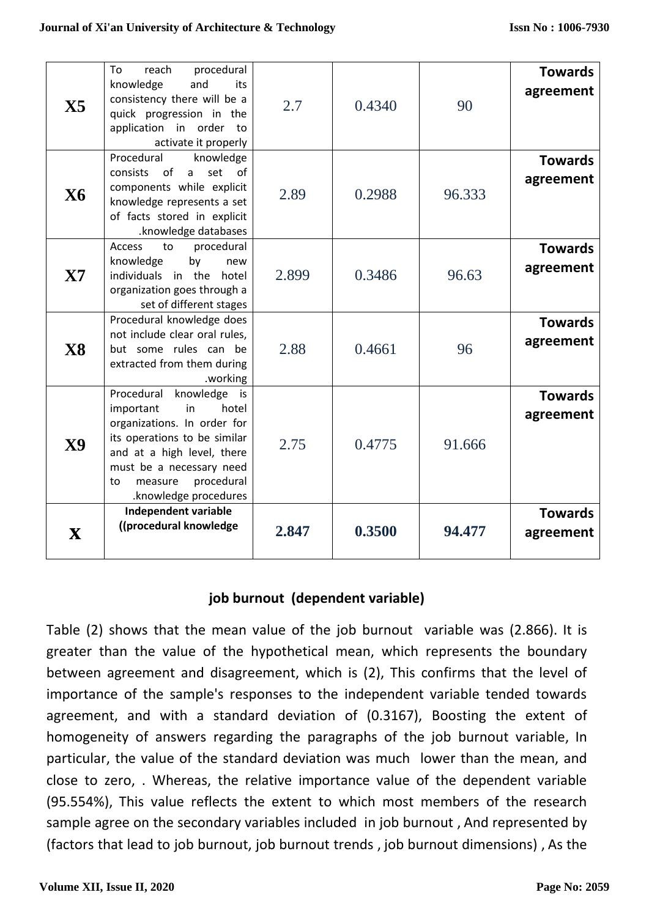| | | | | | |
|---|---|---|---|---|---|
| **X5** | To reach procedural knowledge and its consistency there will be a quick progression in the application in order to activate it properly | 2.7 | 0.4340 | 90 | **Towards agreement** |
| **X6** | Procedural knowledge consists of a set of components while explicit knowledge represents a set of facts stored in explicit .knowledge databases | 2.89 | 0.2988 | 96.333 | **Towards agreement** |
| **X7** | Access to procedural knowledge by new individuals in the hotel organization goes through a set of different stages | 2.899 | 0.3486 | 96.63 | **Towards agreement** |
| **X8** | Procedural knowledge does not include clear oral rules, but some rules can be extracted from them during .working | 2.88 | 0.4661 | 96 | **Towards agreement** |
| **X9** | Procedural knowledge is important in hotel organizations. In order for its operations to be similar and at a high level, there must be a necessary need to measure procedural .knowledge procedures | 2.75 | 0.4775 | 91.666 | **Towards agreement** |
| **X** | **Independent variable ((procedural knowledge** | **2.847** | **0.3500** | **94.477** | **Towards agreement** |

### job burnout (dependent variable)

Table (2) shows that the mean value of the job burnout variable was (2.866). It is greater than the value of the hypothetical mean, which represents the boundary between agreement and disagreement, which is (2), This confirms that the level of importance of the sample's responses to the independent variable tended towards agreement, and with a standard deviation of (0.3167), Boosting the extent of homogeneity of answers regarding the paragraphs of the job burnout variable, In particular, the value of the standard deviation was much lower than the mean, and close to zero, . Whereas, the relative importance value of the dependent variable (95.554%), This value reflects the extent to which most members of the research sample agree on the secondary variables included in job burnout , And represented by (factors that lead to job burnout, job burnout trends , job burnout dimensions) , As the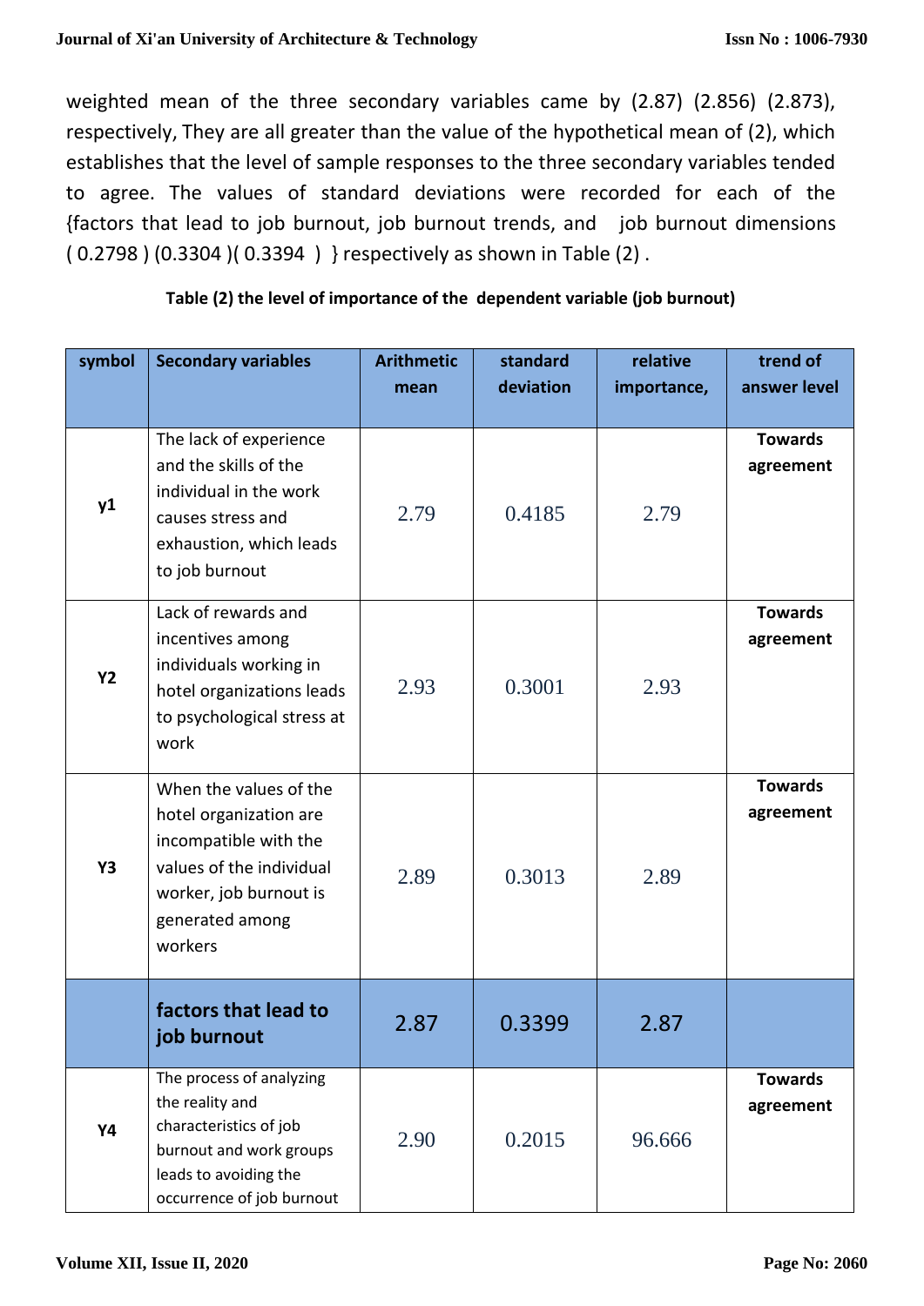weighted mean of the three secondary variables came by (2.87) (2.856) (2.873), respectively, They are all greater than the value of the hypothetical mean of (2), which establishes that the level of sample responses to the three secondary variables tended to agree. The values of standard deviations were recorded for each of the {factors that lead to job burnout, job burnout trends, and job burnout dimensions ( 0.2798 ) (0.3304 )( 0.3394 ) } respectively as shown in Table (2) .

**Table (2) the level of importance of the dependent variable (job burnout)**

| symbol | Secondary variables | Arithmetic mean | standard deviation | relative importance, | trend of answer level |
|---|---|---|---|---|---|
| **y1** | The lack of experience and the skills of the individual in the work causes stress and exhaustion, which leads to job burnout | 2.79 | 0.4185 | 2.79 | **Towards agreement** |
| **Y2** | Lack of rewards and incentives among individuals working in hotel organizations leads to psychological stress at work | 2.93 | 0.3001 | 2.93 | **Towards agreement** |
| **Y3** | When the values of the hotel organization are incompatible with the values of the individual worker, job burnout is generated among workers | 2.89 | 0.3013 | 2.89 | **Towards agreement** |
| | **factors that lead to job burnout** | 2.87 | 0.3399 | 2.87 | |
| **Y4** | The process of analyzing the reality and characteristics of job burnout and work groups leads to avoiding the occurrence of job burnout | 2.90 | 0.2015 | 96.666 | **Towards agreement** |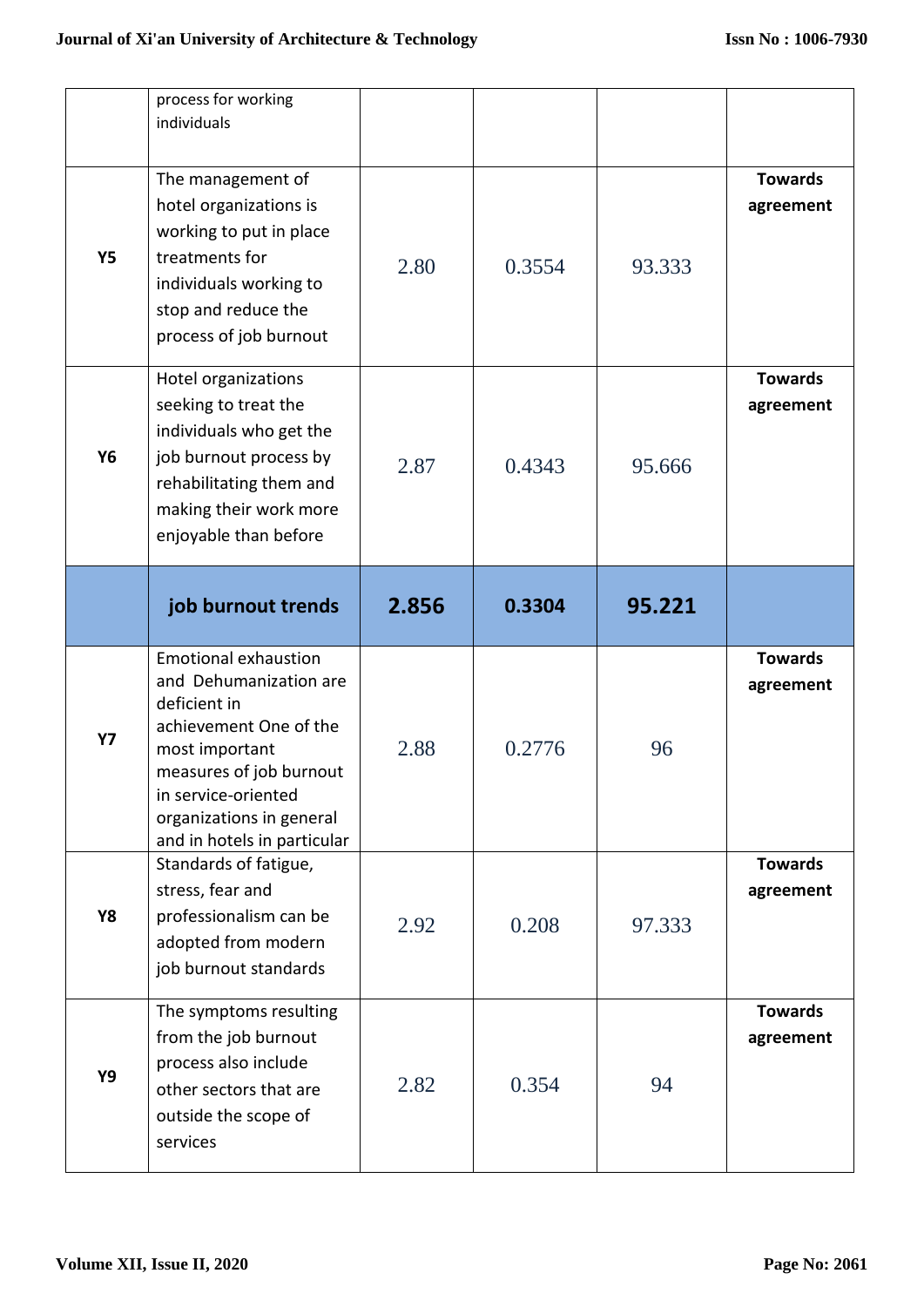|  |  |  |  |  |  |
|---|---|---|---|---|---|
|  | process for working individuals |  |  |  |  |
| **Y5** | The management of hotel organizations is working to put in place treatments for individuals working to stop and reduce the process of job burnout | 2.80 | 0.3554 | 93.333 | **Towards agreement** |
| **Y6** | Hotel organizations seeking to treat the individuals who get the job burnout process by rehabilitating them and making their work more enjoyable than before | 2.87 | 0.4343 | 95.666 | **Towards agreement** |
|  | **job burnout trends** | **2.856** | **0.3304** | **95.221** |  |
| **Y7** | Emotional exhaustion and Dehumanization are deficient in achievement One of the most important measures of job burnout in service-oriented organizations in general and in hotels in particular | 2.88 | 0.2776 | 96 | **Towards agreement** |
| **Y8** | Standards of fatigue, stress, fear and professionalism can be adopted from modern job burnout standards | 2.92 | 0.208 | 97.333 | **Towards agreement** |
| **Y9** | The symptoms resulting from the job burnout process also include other sectors that are outside the scope of services | 2.82 | 0.354 | 94 | **Towards agreement** |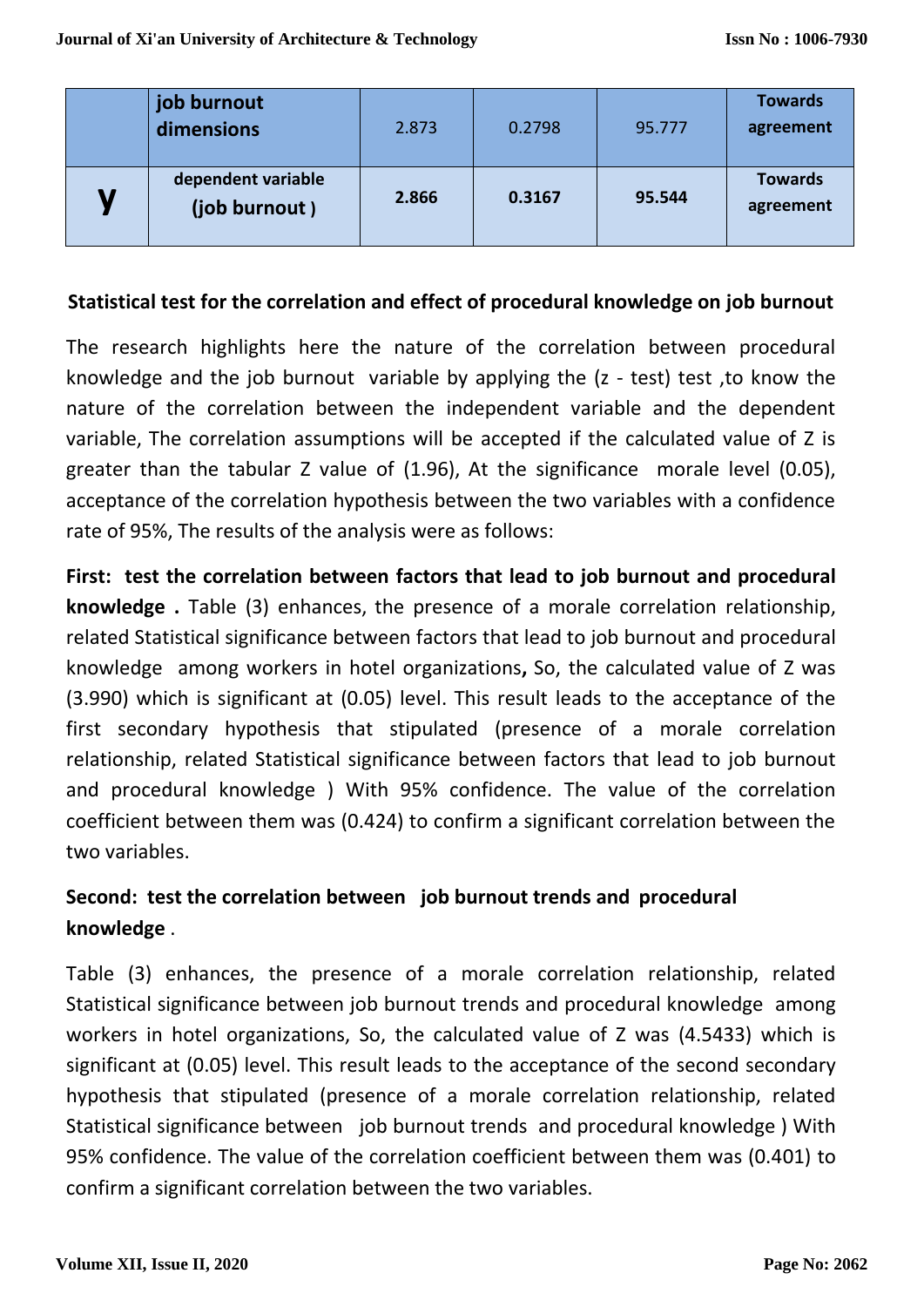|  | job burnout dimensions | 2.873 | 0.2798 | 95.777 | Towards agreement |
|---|---|---|---|---|---|
| **y** | **dependent variable (job burnout )** | **2.866** | **0.3167** | **95.544** | **Towards agreement** |

**Statistical test for the correlation and effect of procedural knowledge on job burnout**

The research highlights here the nature of the correlation between procedural knowledge and the job burnout variable by applying the (z - test) test ,to know the nature of the correlation between the independent variable and the dependent variable, The correlation assumptions will be accepted if the calculated value of Z is greater than the tabular Z value of (1.96), At the significance morale level (0.05), acceptance of the correlation hypothesis between the two variables with a confidence rate of 95%, The results of the analysis were as follows:

**First: test the correlation between factors that lead to job burnout and procedural knowledge .** Table (3) enhances, the presence of a morale correlation relationship, related Statistical significance between factors that lead to job burnout and procedural knowledge among workers in hotel organizations**,** So, the calculated value of Z was (3.990) which is significant at (0.05) level. This result leads to the acceptance of the first secondary hypothesis that stipulated (presence of a morale correlation relationship, related Statistical significance between factors that lead to job burnout and procedural knowledge ) With 95% confidence. The value of the correlation coefficient between them was (0.424) to confirm a significant correlation between the two variables.

**Second: test the correlation between job burnout trends and procedural knowledge** .

Table (3) enhances, the presence of a morale correlation relationship, related Statistical significance between job burnout trends and procedural knowledge among workers in hotel organizations, So, the calculated value of Z was (4.5433) which is significant at (0.05) level. This result leads to the acceptance of the second secondary hypothesis that stipulated (presence of a morale correlation relationship, related Statistical significance between job burnout trends and procedural knowledge ) With 95% confidence. The value of the correlation coefficient between them was (0.401) to confirm a significant correlation between the two variables.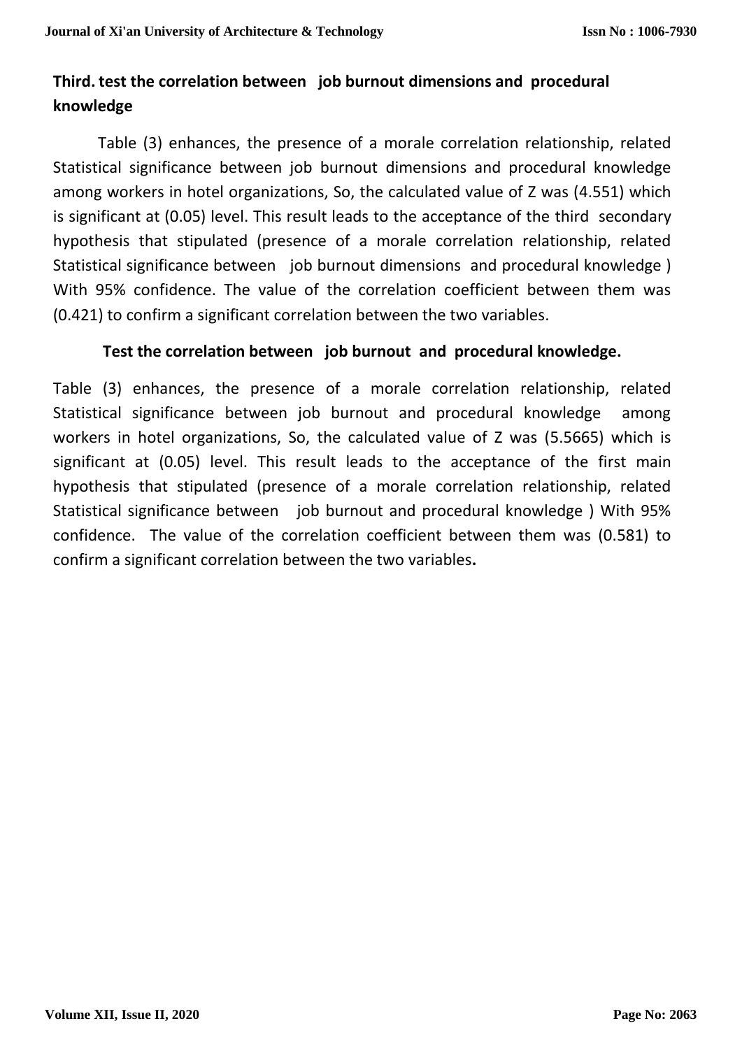## Third. test the correlation between job burnout dimensions and procedural knowledge

Table (3) enhances, the presence of a morale correlation relationship, related Statistical significance between job burnout dimensions and procedural knowledge among workers in hotel organizations, So, the calculated value of Z was (4.551) which is significant at (0.05) level. This result leads to the acceptance of the third secondary hypothesis that stipulated (presence of a morale correlation relationship, related Statistical significance between job burnout dimensions and procedural knowledge ) With 95% confidence. The value of the correlation coefficient between them was (0.421) to confirm a significant correlation between the two variables.

### Test the correlation between job burnout and procedural knowledge.

Table (3) enhances, the presence of a morale correlation relationship, related Statistical significance between job burnout and procedural knowledge among workers in hotel organizations, So, the calculated value of Z was (5.5665) which is significant at (0.05) level. This result leads to the acceptance of the first main hypothesis that stipulated (presence of a morale correlation relationship, related Statistical significance between job burnout and procedural knowledge ) With 95% confidence. The value of the correlation coefficient between them was (0.581) to confirm a significant correlation between the two variables.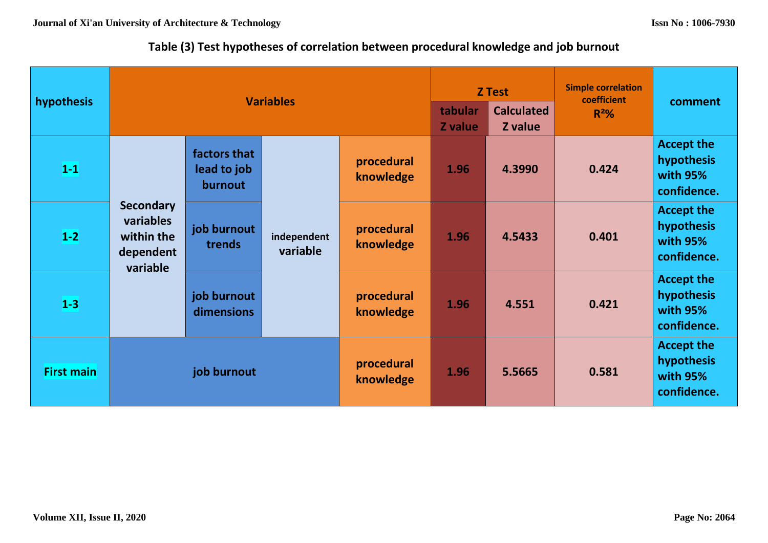**Table (3) Test hypotheses of correlation between procedural knowledge and job burnout**

| hypothesis | Variables | | | | Z Test | | Simple correlation coefficient $R^2$% | comment |
|---|---|---|---|---|---|---|---|---|
| | | | | | tabular Z value | Calculated Z value | | |
| 1-1 | Secondary variables within the dependent variable | factors that lead to job burnout | independent variable | procedural knowledge | 1.96 | 4.3990 | 0.424 | Accept the hypothesis with 95% confidence. |
| 1-2 | | job burnout trends | | procedural knowledge | 1.96 | 4.5433 | 0.401 | Accept the hypothesis with 95% confidence. |
| 1-3 | | job burnout dimensions | | procedural knowledge | 1.96 | 4.551 | 0.421 | Accept the hypothesis with 95% confidence. |
| First main | job burnout | | | procedural knowledge | 1.96 | 5.5665 | 0.581 | Accept the hypothesis with 95% confidence. |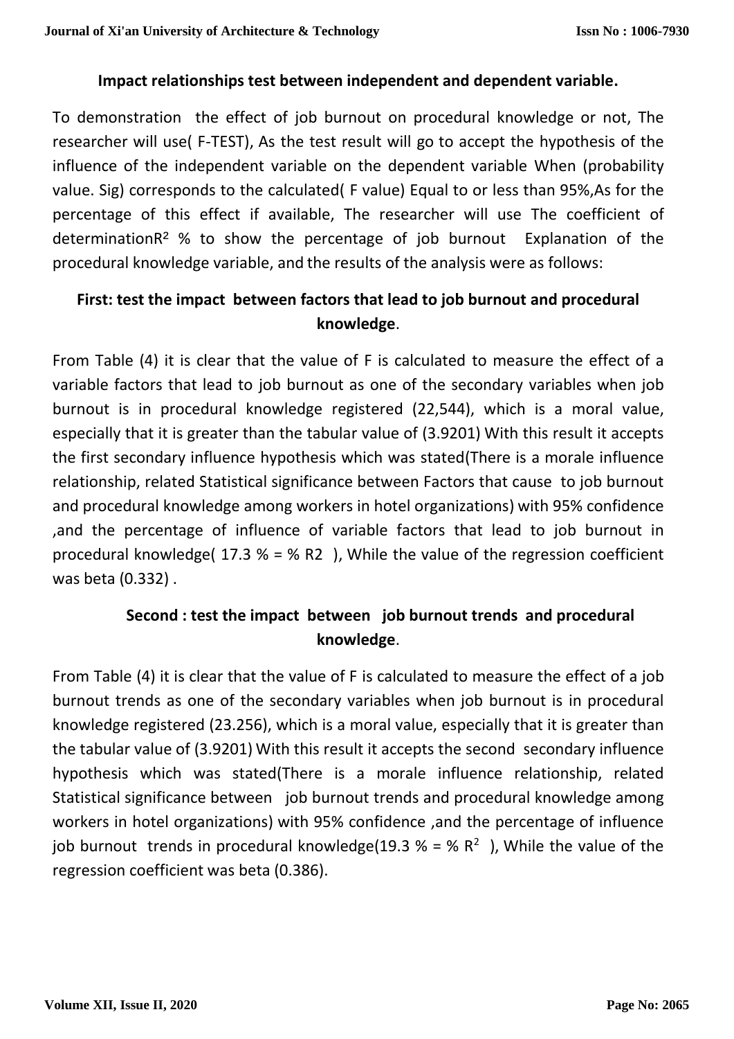**Impact relationships test between independent and dependent variable.**

To demonstration the effect of job burnout on procedural knowledge or not, The researcher will use( F-TEST), As the test result will go to accept the hypothesis of the influence of the independent variable on the dependent variable When (probability value. Sig) corresponds to the calculated( F value) Equal to or less than 95%,As for the percentage of this effect if available, The researcher will use The coefficient of determination$R^2$ % to show the percentage of job burnout Explanation of the procedural knowledge variable, and the results of the analysis were as follows:

**First: test the impact between factors that lead to job burnout and procedural knowledge**.

From Table (4) it is clear that the value of F is calculated to measure the effect of a variable factors that lead to job burnout as one of the secondary variables when job burnout is in procedural knowledge registered (22,544), which is a moral value, especially that it is greater than the tabular value of (3.9201) With this result it accepts the first secondary influence hypothesis which was stated(There is a morale influence relationship, related Statistical significance between Factors that cause to job burnout and procedural knowledge among workers in hotel organizations) with 95% confidence ,and the percentage of influence of variable factors that lead to job burnout in procedural knowledge( 17.3 % = % R2 ), While the value of the regression coefficient was beta (0.332) .

**Second : test the impact between job burnout trends and procedural knowledge**.

From Table (4) it is clear that the value of F is calculated to measure the effect of a job burnout trends as one of the secondary variables when job burnout is in procedural knowledge registered (23.256), which is a moral value, especially that it is greater than the tabular value of (3.9201) With this result it accepts the second secondary influence hypothesis which was stated(There is a morale influence relationship, related Statistical significance between job burnout trends and procedural knowledge among workers in hotel organizations) with 95% confidence ,and the percentage of influence job burnout trends in procedural knowledge(19.3 % = % $R^2$ ), While the value of the regression coefficient was beta (0.386).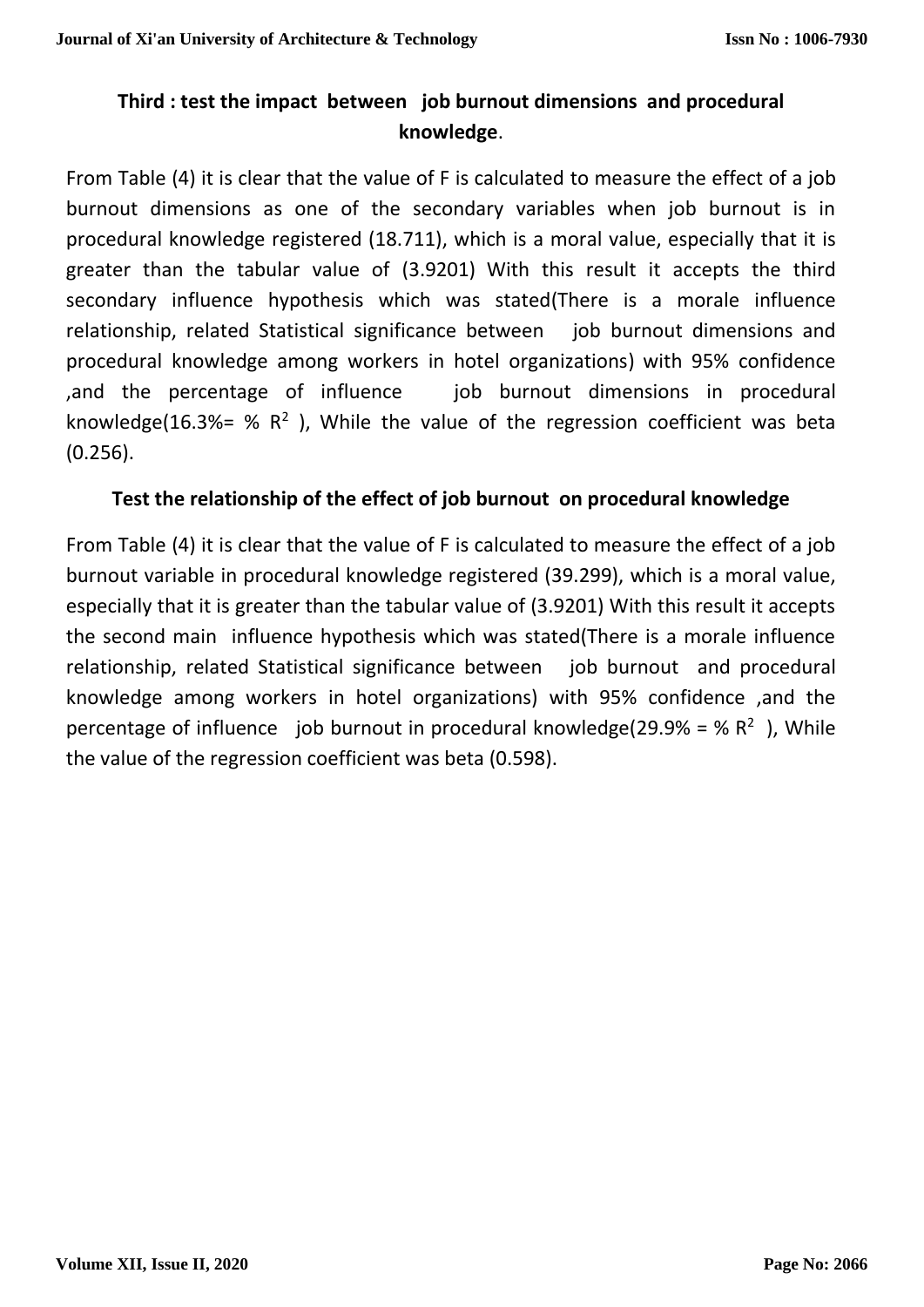## Third : test the impact between job burnout dimensions and procedural knowledge.

From Table (4) it is clear that the value of F is calculated to measure the effect of a job burnout dimensions as one of the secondary variables when job burnout is in procedural knowledge registered (18.711), which is a moral value, especially that it is greater than the tabular value of (3.9201) With this result it accepts the third secondary influence hypothesis which was stated(There is a morale influence relationship, related Statistical significance between job burnout dimensions and procedural knowledge among workers in hotel organizations) with 95% confidence ,and the percentage of influence job burnout dimensions in procedural knowledge(16.3%= % $R^2$ ), While the value of the regression coefficient was beta (0.256).

### Test the relationship of the effect of job burnout on procedural knowledge

From Table (4) it is clear that the value of F is calculated to measure the effect of a job burnout variable in procedural knowledge registered (39.299), which is a moral value, especially that it is greater than the tabular value of (3.9201) With this result it accepts the second main influence hypothesis which was stated(There is a morale influence relationship, related Statistical significance between job burnout and procedural knowledge among workers in hotel organizations) with 95% confidence ,and the percentage of influence job burnout in procedural knowledge(29.9% = % $R^2$ ), While the value of the regression coefficient was beta (0.598).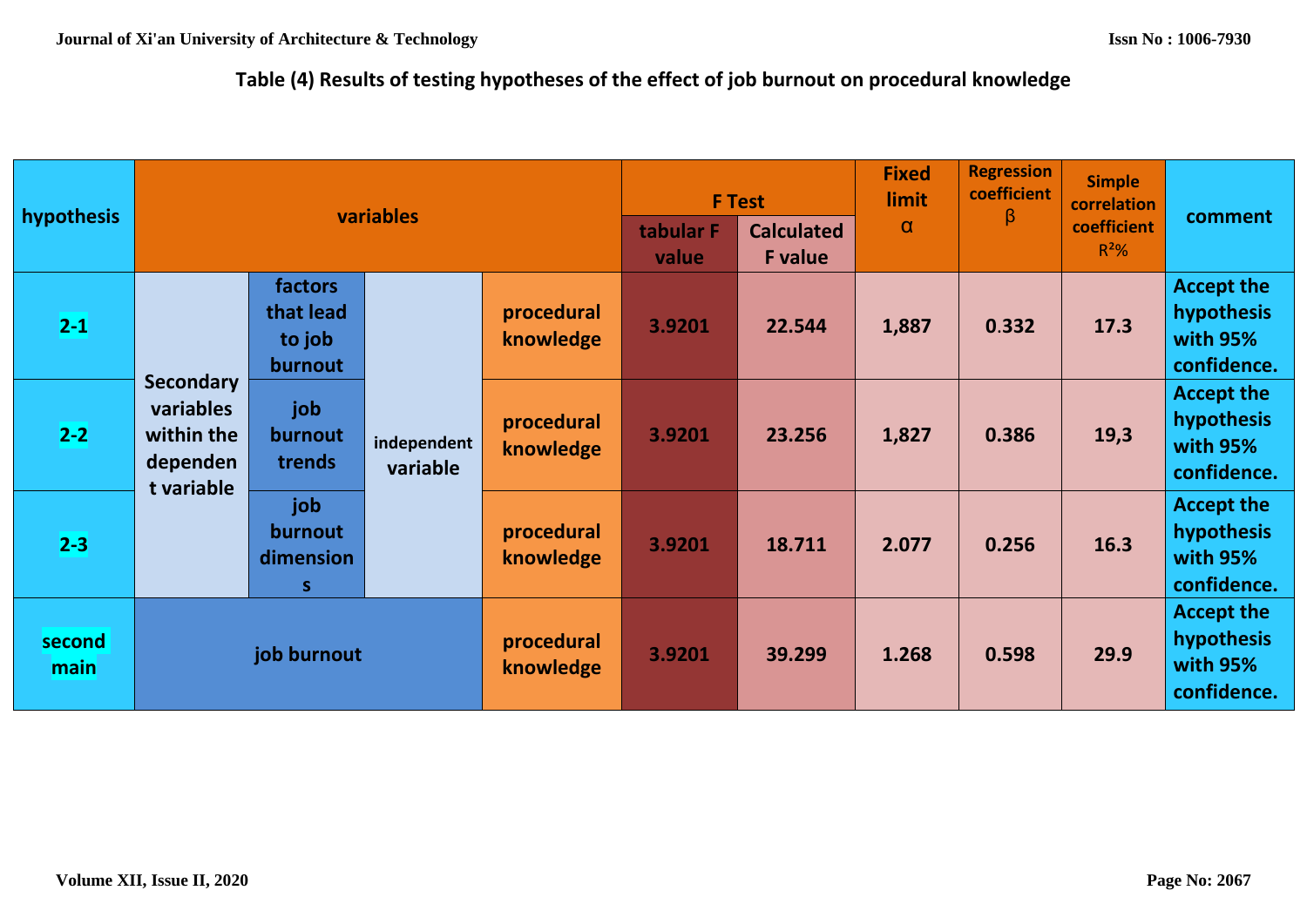**Table (4) Results of testing hypotheses of the effect of job burnout on procedural knowledge**

| hypothesis | variables | | | | F Test | | Fixed limit α | Regression coefficient β | Simple correlation coefficient $R^2$% | comment |
|---|---|---|---|---|---|---|---|---|---|---|
| | | | | | tabular F value | Calculated F value | | | | |
| 2-1 | Secondary variables within the dependent variable | factors that lead to job burnout | independent variable | procedural knowledge | 3.9201 | 22.544 | 1,887 | 0.332 | 17.3 | Accept the hypothesis with 95% confidence. |
| 2-2 | | job burnout trends | | procedural knowledge | 3.9201 | 23.256 | 1,827 | 0.386 | 19,3 | Accept the hypothesis with 95% confidence. |
| 2-3 | | job burnout dimensions | | procedural knowledge | 3.9201 | 18.711 | 2.077 | 0.256 | 16.3 | Accept the hypothesis with 95% confidence. |
| second main | job burnout | | | procedural knowledge | 3.9201 | 39.299 | 1.268 | 0.598 | 29.9 | Accept the hypothesis with 95% confidence. |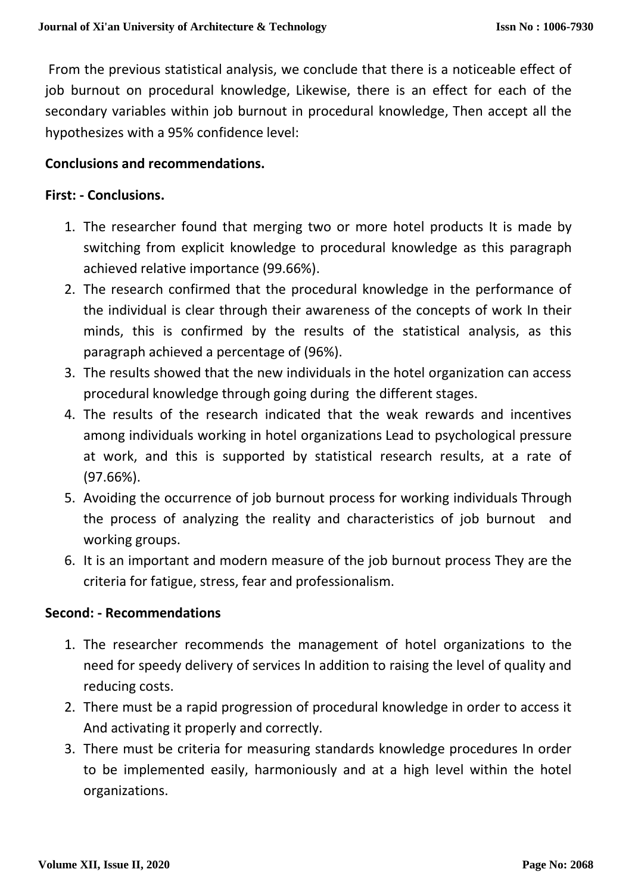From the previous statistical analysis, we conclude that there is a noticeable effect of job burnout on procedural knowledge, Likewise, there is an effect for each of the secondary variables within job burnout in procedural knowledge, Then accept all the hypothesizes with a 95% confidence level:

## Conclusions and recommendations.

### First: - Conclusions.

1. The researcher found that merging two or more hotel products It is made by switching from explicit knowledge to procedural knowledge as this paragraph achieved relative importance (99.66%).
2. The research confirmed that the procedural knowledge in the performance of the individual is clear through their awareness of the concepts of work In their minds, this is confirmed by the results of the statistical analysis, as this paragraph achieved a percentage of (96%).
3. The results showed that the new individuals in the hotel organization can access procedural knowledge through going during the different stages.
4. The results of the research indicated that the weak rewards and incentives among individuals working in hotel organizations Lead to psychological pressure at work, and this is supported by statistical research results, at a rate of (97.66%).
5. Avoiding the occurrence of job burnout process for working individuals Through the process of analyzing the reality and characteristics of job burnout and working groups.
6. It is an important and modern measure of the job burnout process They are the criteria for fatigue, stress, fear and professionalism.

### Second: - Recommendations

1. The researcher recommends the management of hotel organizations to the need for speedy delivery of services In addition to raising the level of quality and reducing costs.
2. There must be a rapid progression of procedural knowledge in order to access it And activating it properly and correctly.
3. There must be criteria for measuring standards knowledge procedures In order to be implemented easily, harmoniously and at a high level within the hotel organizations.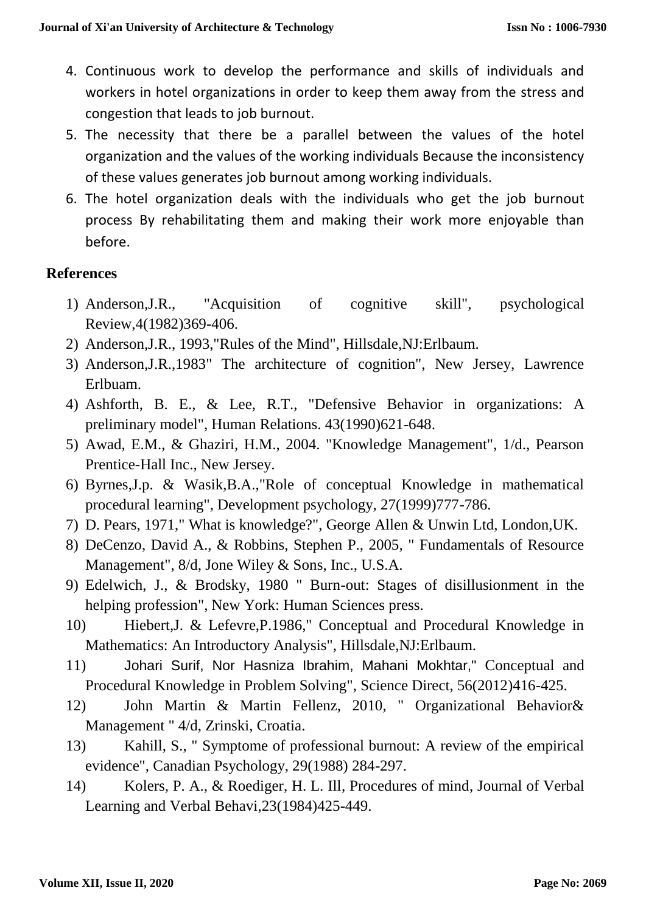4. Continuous work to develop the performance and skills of individuals and workers in hotel organizations in order to keep them away from the stress and congestion that leads to job burnout.
5. The necessity that there be a parallel between the values of the hotel organization and the values of the working individuals Because the inconsistency of these values generates job burnout among working individuals.
6. The hotel organization deals with the individuals who get the job burnout process By rehabilitating them and making their work more enjoyable than before.

## References

1) Anderson,J.R., "Acquisition of cognitive skill", psychological Review,4(1982)369-406.
2) Anderson,J.R., 1993,"Rules of the Mind", Hillsdale,NJ:Erlbaum.
3) Anderson,J.R.,1983" The architecture of cognition", New Jersey, Lawrence Erlbuam.
4) Ashforth, B. E., & Lee, R.T., "Defensive Behavior in organizations: A preliminary model", Human Relations. 43(1990)621-648.
5) Awad, E.M., & Ghaziri, H.M., 2004. "Knowledge Management", 1/d., Pearson Prentice-Hall Inc., New Jersey.
6) Byrnes,J.p. & Wasik,B.A.,"Role of conceptual Knowledge in mathematical procedural learning", Development psychology, 27(1999)777-786.
7) D. Pears, 1971," What is knowledge?", George Allen & Unwin Ltd, London,UK.
8) DeCenzo, David A., & Robbins, Stephen P., 2005, " Fundamentals of Resource Management", 8/d, Jone Wiley & Sons, Inc., U.S.A.
9) Edelwich, J., & Brodsky, 1980 " Burn-out: Stages of disillusionment in the helping profession", New York: Human Sciences press.
10) Hiebert,J. & Lefevre,P.1986," Conceptual and Procedural Knowledge in Mathematics: An Introductory Analysis", Hillsdale,NJ:Erlbaum.
11) Johari Surif, Nor Hasniza Ibrahim, Mahani Mokhtar," Conceptual and Procedural Knowledge in Problem Solving", Science Direct, 56(2012)416-425.
12) John Martin & Martin Fellenz, 2010, " Organizational Behavior& Management " 4/d, Zrinski, Croatia.
13) Kahill, S., " Symptome of professional burnout: A review of the empirical evidence", Canadian Psychology, 29(1988) 284-297.
14) Kolers, P. A., & Roediger, H. L. Ill, Procedures of mind, Journal of Verbal Learning and Verbal Behavi,23(1984)425-449.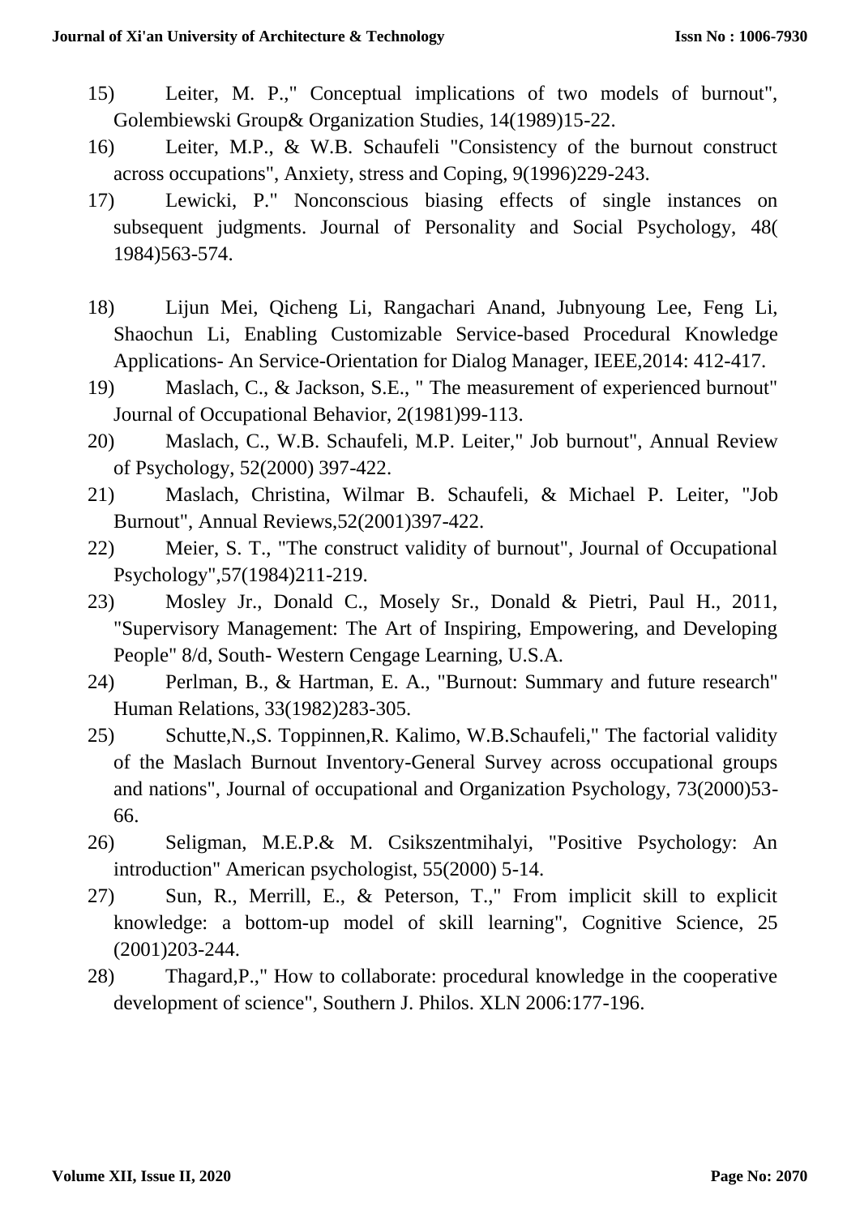15) Leiter, M. P.," Conceptual implications of two models of burnout", Golembiewski Group& Organization Studies, 14(1989)15-22.

16) Leiter, M.P., & W.B. Schaufeli "Consistency of the burnout construct across occupations", Anxiety, stress and Coping, 9(1996)229-243.

17) Lewicki, P." Nonconscious biasing effects of single instances on subsequent judgments. Journal of Personality and Social Psychology, 48( 1984)563-574.

18) Lijun Mei, Qicheng Li, Rangachari Anand, Jubnyoung Lee, Feng Li, Shaochun Li, Enabling Customizable Service-based Procedural Knowledge Applications- An Service-Orientation for Dialog Manager, IEEE,2014: 412-417.

19) Maslach, C., & Jackson, S.E., " The measurement of experienced burnout" Journal of Occupational Behavior, 2(1981)99-113.

20) Maslach, C., W.B. Schaufeli, M.P. Leiter," Job burnout", Annual Review of Psychology, 52(2000) 397-422.

21) Maslach, Christina, Wilmar B. Schaufeli, & Michael P. Leiter, "Job Burnout", Annual Reviews,52(2001)397-422.

22) Meier, S. T., "The construct validity of burnout", Journal of Occupational Psychology",57(1984)211-219.

23) Mosley Jr., Donald C., Mosely Sr., Donald & Pietri, Paul H., 2011, "Supervisory Management: The Art of Inspiring, Empowering, and Developing People" 8/d, South- Western Cengage Learning, U.S.A.

24) Perlman, B., & Hartman, E. A., "Burnout: Summary and future research" Human Relations, 33(1982)283-305.

25) Schutte,N.,S. Toppinnen,R. Kalimo, W.B.Schaufeli," The factorial validity of the Maslach Burnout Inventory-General Survey across occupational groups and nations", Journal of occupational and Organization Psychology, 73(2000)53-66.

26) Seligman, M.E.P.& M. Csikszentmihalyi, "Positive Psychology: An introduction" American psychologist, 55(2000) 5-14.

27) Sun, R., Merrill, E., & Peterson, T.," From implicit skill to explicit knowledge: a bottom-up model of skill learning", Cognitive Science, 25 (2001)203-244.

28) Thagard,P.," How to collaborate: procedural knowledge in the cooperative development of science", Southern J. Philos. XLN 2006:177-196.